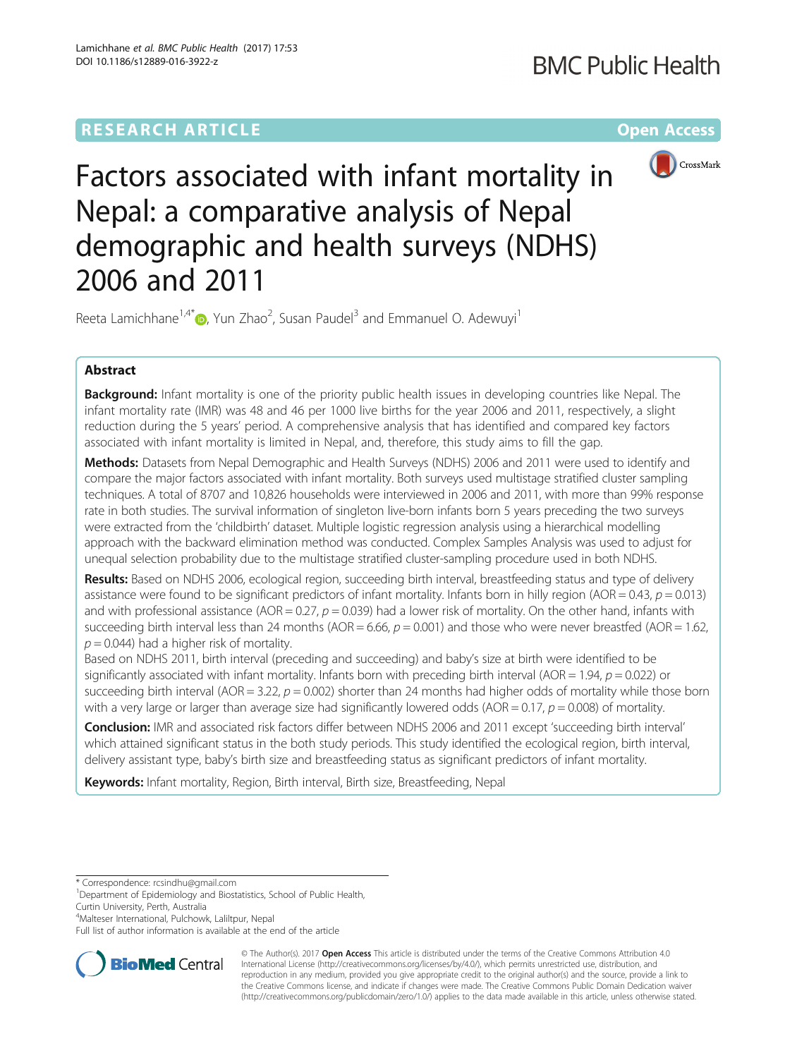RESEARCH ARTICLE

Open Access

# Factors associated with infant mortality in Nepal: a comparative analysis of Nepal demographic and health surveys (NDHS) 2006 and 2011

Reeta Lamichhane[1,4*], Yun Zhao[2], Susan Paudel[3] and Emmanuel O. Adewuyi[1]

## Abstract

**Background:** Infant mortality is one of the priority public health issues in developing countries like Nepal. The infant mortality rate (IMR) was 48 and 46 per 1000 live births for the year 2006 and 2011, respectively, a slight reduction during the 5 years' period. A comprehensive analysis that has identified and compared key factors associated with infant mortality is limited in Nepal, and, therefore, this study aims to fill the gap.

**Methods:** Datasets from Nepal Demographic and Health Surveys (NDHS) 2006 and 2011 were used to identify and compare the major factors associated with infant mortality. Both surveys used multistage stratified cluster sampling techniques. A total of 8707 and 10,826 households were interviewed in 2006 and 2011, with more than 99% response rate in both studies. The survival information of singleton live-born infants born 5 years preceding the two surveys were extracted from the 'childbirth' dataset. Multiple logistic regression analysis using a hierarchical modelling approach with the backward elimination method was conducted. Complex Samples Analysis was used to adjust for unequal selection probability due to the multistage stratified cluster-sampling procedure used in both NDHS.

**Results:** Based on NDHS 2006, ecological region, succeeding birth interval, breastfeeding status and type of delivery assistance were found to be significant predictors of infant mortality. Infants born in hilly region (AOR = 0.43, $p = 0.013$) and with professional assistance (AOR = 0.27, $p = 0.039$) had a lower risk of mortality. On the other hand, infants with succeeding birth interval less than 24 months (AOR = 6.66, $p = 0.001$) and those who were never breastfed (AOR = 1.62, $p = 0.044$) had a higher risk of mortality.

Based on NDHS 2011, birth interval (preceding and succeeding) and baby's size at birth were identified to be significantly associated with infant mortality. Infants born with preceding birth interval (AOR = 1.94, $p = 0.022$) or succeeding birth interval (AOR = 3.22, $p = 0.002$) shorter than 24 months had higher odds of mortality while those born with a very large or larger than average size had significantly lowered odds (AOR = 0.17, $p = 0.008$) of mortality.

**Conclusion:** IMR and associated risk factors differ between NDHS 2006 and 2011 except 'succeeding birth interval' which attained significant status in the both study periods. This study identified the ecological region, birth interval, delivery assistant type, baby's birth size and breastfeeding status as significant predictors of infant mortality.

**Keywords:** Infant mortality, Region, Birth interval, Birth size, Breastfeeding, Nepal

\* Correspondence: rcsindhu@gmail.com
[1]Department of Epidemiology and Biostatistics, School of Public Health, Curtin University, Perth, Australia
[4]Malteser International, Pulchowk, Laliltpur, Nepal
Full list of author information is available at the end of the article

© The Author(s). 2017 **Open Access** This article is distributed under the terms of the Creative Commons Attribution 4.0 International License (http://creativecommons.org/licenses/by/4.0/), which permits unrestricted use, distribution, and reproduction in any medium, provided you give appropriate credit to the original author(s) and the source, provide a link to the Creative Commons license, and indicate if changes were made. The Creative Commons Public Domain Dedication waiver (http://creativecommons.org/publicdomain/zero/1.0/) applies to the data made available in this article, unless otherwise stated.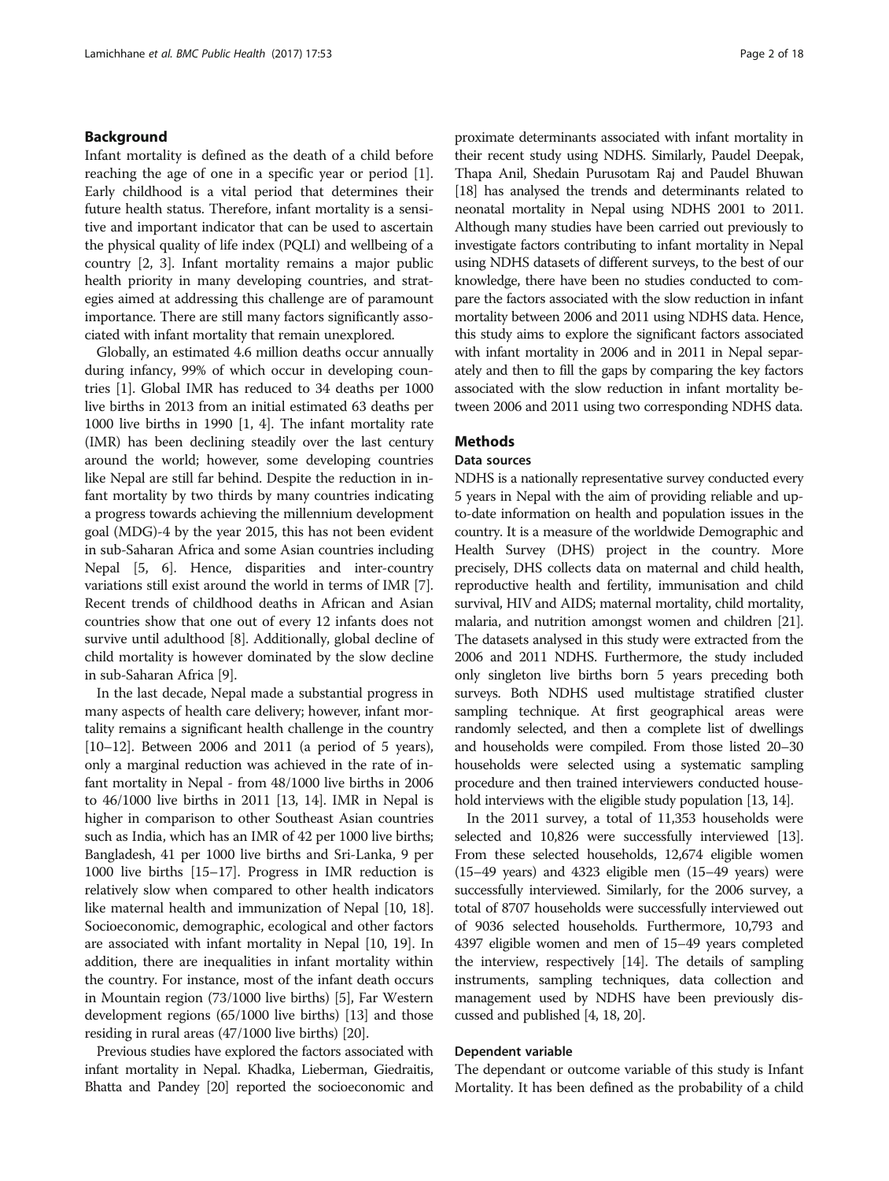## Background

Infant mortality is defined as the death of a child before reaching the age of one in a specific year or period [1]. Early childhood is a vital period that determines their future health status. Therefore, infant mortality is a sensitive and important indicator that can be used to ascertain the physical quality of life index (PQLI) and wellbeing of a country [2, 3]. Infant mortality remains a major public health priority in many developing countries, and strategies aimed at addressing this challenge are of paramount importance. There are still many factors significantly associated with infant mortality that remain unexplored.

Globally, an estimated 4.6 million deaths occur annually during infancy, 99% of which occur in developing countries [1]. Global IMR has reduced to 34 deaths per 1000 live births in 2013 from an initial estimated 63 deaths per 1000 live births in 1990 [1, 4]. The infant mortality rate (IMR) has been declining steadily over the last century around the world; however, some developing countries like Nepal are still far behind. Despite the reduction in infant mortality by two thirds by many countries indicating a progress towards achieving the millennium development goal (MDG)-4 by the year 2015, this has not been evident in sub-Saharan Africa and some Asian countries including Nepal [5, 6]. Hence, disparities and inter-country variations still exist around the world in terms of IMR [7]. Recent trends of childhood deaths in African and Asian countries show that one out of every 12 infants does not survive until adulthood [8]. Additionally, global decline of child mortality is however dominated by the slow decline in sub-Saharan Africa [9].

In the last decade, Nepal made a substantial progress in many aspects of health care delivery; however, infant mortality remains a significant health challenge in the country [10–12]. Between 2006 and 2011 (a period of 5 years), only a marginal reduction was achieved in the rate of infant mortality in Nepal - from 48/1000 live births in 2006 to 46/1000 live births in 2011 [13, 14]. IMR in Nepal is higher in comparison to other Southeast Asian countries such as India, which has an IMR of 42 per 1000 live births; Bangladesh, 41 per 1000 live births and Sri-Lanka, 9 per 1000 live births [15–17]. Progress in IMR reduction is relatively slow when compared to other health indicators like maternal health and immunization of Nepal [10, 18]. Socioeconomic, demographic, ecological and other factors are associated with infant mortality in Nepal [10, 19]. In addition, there are inequalities in infant mortality within the country. For instance, most of the infant death occurs in Mountain region (73/1000 live births) [5], Far Western development regions (65/1000 live births) [13] and those residing in rural areas (47/1000 live births) [20].

Previous studies have explored the factors associated with infant mortality in Nepal. Khadka, Lieberman, Giedraitis, Bhatta and Pandey [20] reported the socioeconomic and proximate determinants associated with infant mortality in their recent study using NDHS. Similarly, Paudel Deepak, Thapa Anil, Shedain Purusotam Raj and Paudel Bhuwan [18] has analysed the trends and determinants related to neonatal mortality in Nepal using NDHS 2001 to 2011. Although many studies have been carried out previously to investigate factors contributing to infant mortality in Nepal using NDHS datasets of different surveys, to the best of our knowledge, there have been no studies conducted to compare the factors associated with the slow reduction in infant mortality between 2006 and 2011 using NDHS data. Hence, this study aims to explore the significant factors associated with infant mortality in 2006 and in 2011 in Nepal separately and then to fill the gaps by comparing the key factors associated with the slow reduction in infant mortality between 2006 and 2011 using two corresponding NDHS data.

## Methods

### Data sources

NDHS is a nationally representative survey conducted every 5 years in Nepal with the aim of providing reliable and up-to-date information on health and population issues in the country. It is a measure of the worldwide Demographic and Health Survey (DHS) project in the country. More precisely, DHS collects data on maternal and child health, reproductive health and fertility, immunisation and child survival, HIV and AIDS; maternal mortality, child mortality, malaria, and nutrition amongst women and children [21]. The datasets analysed in this study were extracted from the 2006 and 2011 NDHS. Furthermore, the study included only singleton live births born 5 years preceding both surveys. Both NDHS used multistage stratified cluster sampling technique. At first geographical areas were randomly selected, and then a complete list of dwellings and households were compiled. From those listed 20–30 households were selected using a systematic sampling procedure and then trained interviewers conducted household interviews with the eligible study population [13, 14].

In the 2011 survey, a total of 11,353 households were selected and 10,826 were successfully interviewed [13]. From these selected households, 12,674 eligible women (15–49 years) and 4323 eligible men (15–49 years) were successfully interviewed. Similarly, for the 2006 survey, a total of 8707 households were successfully interviewed out of 9036 selected households. Furthermore, 10,793 and 4397 eligible women and men of 15–49 years completed the interview, respectively [14]. The details of sampling instruments, sampling techniques, data collection and management used by NDHS have been previously discussed and published [4, 18, 20].

### Dependent variable

The dependant or outcome variable of this study is Infant Mortality. It has been defined as the probability of a child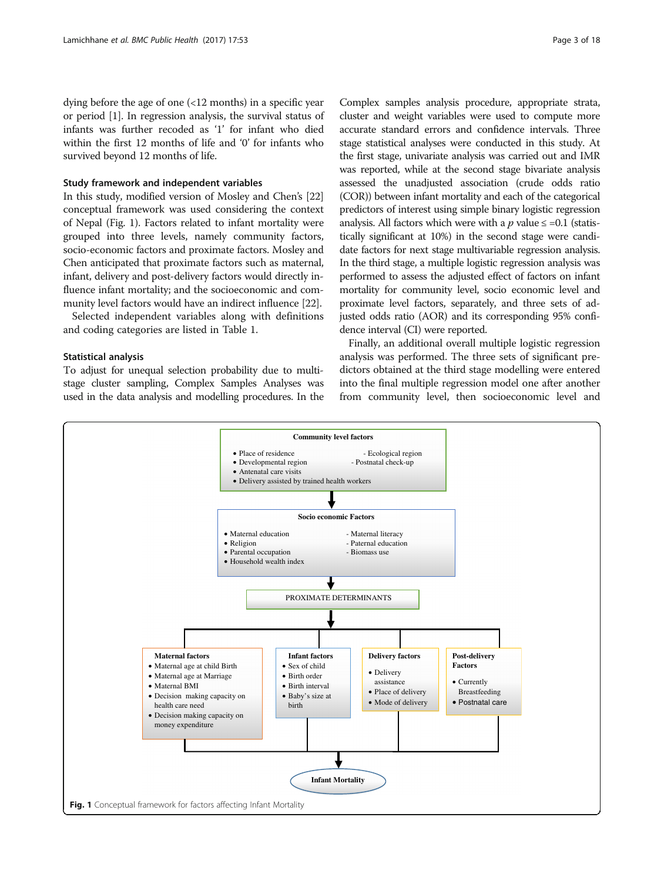dying before the age of one (<12 months) in a specific year or period [1]. In regression analysis, the survival status of infants was further recoded as '1' for infant who died within the first 12 months of life and '0' for infants who survived beyond 12 months of life.

### Study framework and independent variables

In this study, modified version of Mosley and Chen's [22] conceptual framework was used considering the context of Nepal (Fig. 1). Factors related to infant mortality were grouped into three levels, namely community factors, socio-economic factors and proximate factors. Mosley and Chen anticipated that proximate factors such as maternal, infant, delivery and post-delivery factors would directly influence infant mortality; and the socioeconomic and community level factors would have an indirect influence [22].

Selected independent variables along with definitions and coding categories are listed in Table 1.

### Statistical analysis

To adjust for unequal selection probability due to multistage cluster sampling, Complex Samples Analyses was used in the data analysis and modelling procedures. In the Complex samples analysis procedure, appropriate strata, cluster and weight variables were used to compute more accurate standard errors and confidence intervals. Three stage statistical analyses were conducted in this study. At the first stage, univariate analysis was carried out and IMR was reported, while at the second stage bivariate analysis assessed the unadjusted association (crude odds ratio (COR)) between infant mortality and each of the categorical predictors of interest using simple binary logistic regression analysis. All factors which were with a $p$ value ≤ =0.1 (statistically significant at 10%) in the second stage were candidate factors for next stage multivariable regression analysis. In the third stage, a multiple logistic regression analysis was performed to assess the adjusted effect of factors on infant mortality for community level, socio economic level and proximate level factors, separately, and three sets of adjusted odds ratio (AOR) and its corresponding 95% confidence interval (CI) were reported.

Finally, an additional overall multiple logistic regression analysis was performed. The three sets of significant predictors obtained at the third stage modelling were entered into the final multiple regression model one after another from community level, then socioeconomic level and

**Community level factors**

- Place of residence
- Ecological region
- Developmental region
- Postnatal check-up
- Antenatal care visits
- Delivery assisted by trained health workers

**Socio economic Factors**

- Maternal education
- Maternal literacy
- Religion
- Paternal education
- Parental occupation
- Biomass use
- Household wealth index

PROXIMATE DETERMINANTS

**Maternal factors**

- Maternal age at child Birth
- Maternal age at Marriage
- Maternal BMI
- Decision making capacity on health care need
- Decision making capacity on money expenditure

**Infant factors**

- Sex of child
- Birth order
- Birth interval
- Baby's size at birth

**Delivery factors**

- Delivery assistance
- Place of delivery
- Mode of delivery

**Post-delivery Factors**

- Currently Breastfeeding
- Postnatal care

**Infant Mortality**

**Fig. 1** Conceptual framework for factors affecting Infant Mortality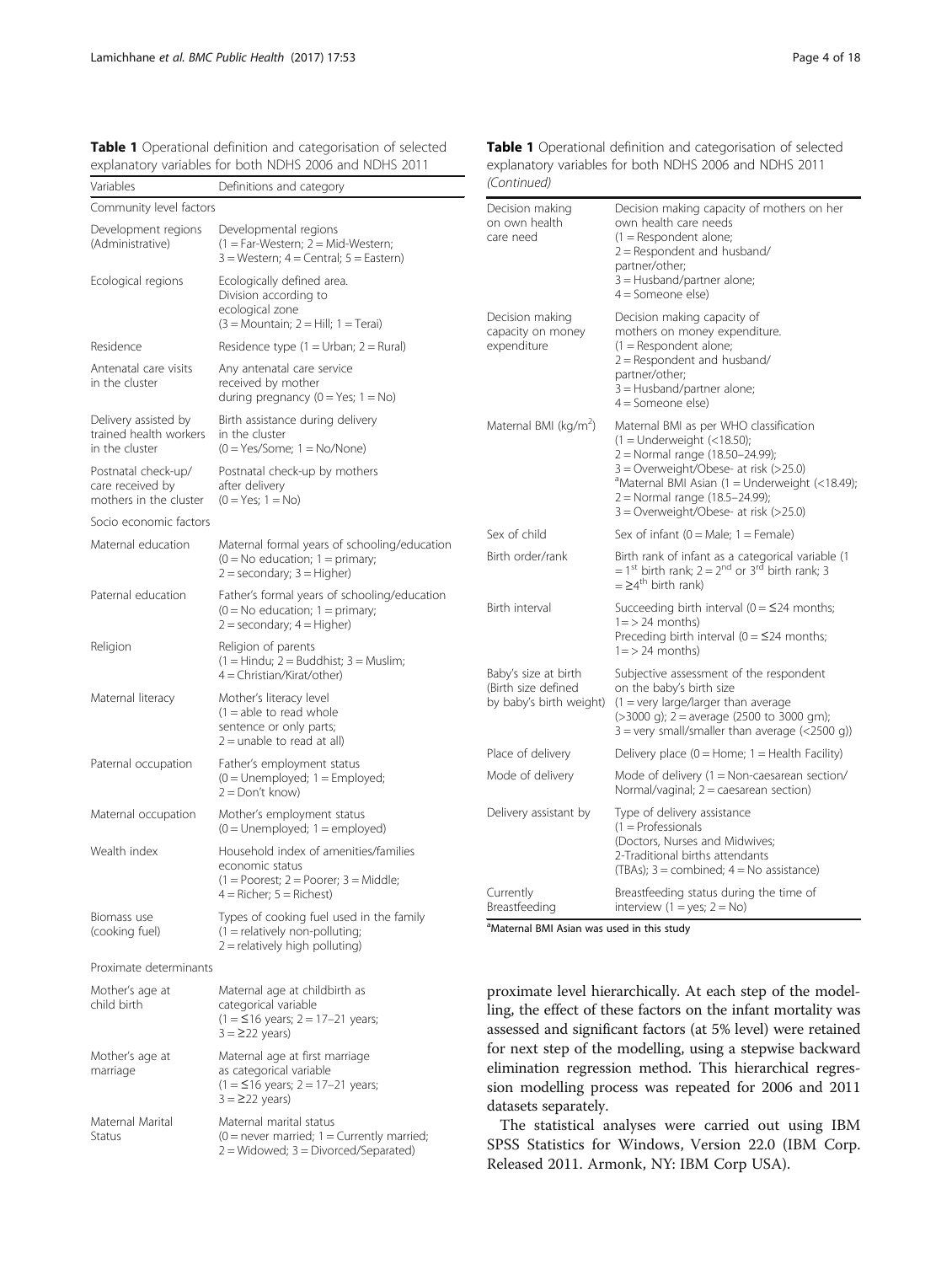**Table 1** Operational definition and categorisation of selected explanatory variables for both NDHS 2006 and NDHS 2011

| Variables | Definitions and category |
| --- | --- |
| Community level factors | |
| Development regions (Administrative) | Developmental regions (1 = Far-Western; 2 = Mid-Western; 3 = Western; 4 = Central; 5 = Eastern) |
| Ecological regions | Ecologically defined area. Division according to ecological zone (3 = Mountain; 2 = Hill; 1 = Terai) |
| Residence | Residence type (1 = Urban; 2 = Rural) |
| Antenatal care visits in the cluster | Any antenatal care service received by mother during pregnancy (0 = Yes; 1 = No) |
| Delivery assisted by trained health workers in the cluster | Birth assistance during delivery in the cluster (0 = Yes/Some; 1 = No/None) |
| Postnatal check-up/care received by mothers in the cluster | Postnatal check-up by mothers after delivery (0 = Yes; 1 = No) |
| Socio economic factors | |
| Maternal education | Maternal formal years of schooling/education (0 = No education; 1 = primary; 2 = secondary; 3 = Higher) |
| Paternal education | Father's formal years of schooling/education (0 = No education; 1 = primary; 2 = secondary; 4 = Higher) |
| Religion | Religion of parents (1 = Hindu; 2 = Buddhist; 3 = Muslim; 4 = Christian/Kirat/other) |
| Maternal literacy | Mother's literacy level (1 = able to read whole sentence or only parts; 2 = unable to read at all) |
| Paternal occupation | Father's employment status (0 = Unemployed; 1 = Employed; 2 = Don't know) |
| Maternal occupation | Mother's employment status (0 = Unemployed; 1 = employed) |
| Wealth index | Household index of amenities/families economic status (1 = Poorest; 2 = Poorer; 3 = Middle; 4 = Richer; 5 = Richest) |
| Biomass use (cooking fuel) | Types of cooking fuel used in the family (1 = relatively non-polluting; 2 = relatively high polluting) |
| Proximate determinants | |
| Mother's age at child birth | Maternal age at childbirth as categorical variable (1 = ≤16 years; 2 = 17–21 years; 3 = ≥22 years) |
| Mother's age at marriage | Maternal age at first marriage as categorical variable (1 = ≤16 years; 2 = 17–21 years; 3 = ≥22 years) |
| Maternal Marital Status | Maternal marital status (0 = never married; 1 = Currently married; 2 = Widowed; 3 = Divorced/Separated) |
| Decision making on own health care need | Decision making capacity of mothers on her own health care needs (1 = Respondent alone; 2 = Respondent and husband/partner/other; 3 = Husband/partner alone; 4 = Someone else) |
| Decision making capacity on money expenditure | Decision making capacity of mothers on money expenditure. (1 = Respondent alone; 2 = Respondent and husband/partner/other; 3 = Husband/partner alone; 4 = Someone else) |
| Maternal BMI (kg/m$^2$) | Maternal BMI as per WHO classification (1 = Underweight (<18.50); 2 = Normal range (18.50–24.99); 3 = Overweight/Obese- at risk (>25.0) [a]Maternal BMI Asian (1 = Underweight (<18.49); 2 = Normal range (18.5–24.99); 3 = Overweight/Obese- at risk (>25.0) |
| Sex of child | Sex of infant (0 = Male; 1 = Female) |
| Birth order/rank | Birth rank of infant as a categorical variable (1 = 1$^{st}$ birth rank; 2 = 2$^{nd}$ or 3$^{rd}$ birth rank; 3 = ≥4$^{th}$ birth rank) |
| Birth interval | Succeeding birth interval (0 = ≤24 months; 1= > 24 months) Preceding birth interval (0 = ≤24 months; 1= > 24 months) |
| Baby's size at birth (Birth size defined by baby's birth weight) | Subjective assessment of the respondent on the baby's birth size (1 = very large/larger than average (>3000 g); 2 = average (2500 to 3000 gm); 3 = very small/smaller than average (<2500 g)) |
| Place of delivery | Delivery place (0 = Home; 1 = Health Facility) |
| Mode of delivery | Mode of delivery (1 = Non-caesarean section/Normal/vaginal; 2 = caesarean section) |
| Delivery assistant by | Type of delivery assistance (1 = Professionals (Doctors, Nurses and Midwives; 2-Traditional births attendants (TBAs); 3 = combined; 4 = No assistance) |
| Currently Breastfeeding | Breastfeeding status during the time of interview (1 = yes; 2 = No) |

[a]Maternal BMI Asian was used in this study

proximate level hierarchically. At each step of the modelling, the effect of these factors on the infant mortality was assessed and significant factors (at 5% level) were retained for next step of the modelling, using a stepwise backward elimination regression method. This hierarchical regression modelling process was repeated for 2006 and 2011 datasets separately.

The statistical analyses were carried out using IBM SPSS Statistics for Windows, Version 22.0 (IBM Corp. Released 2011. Armonk, NY: IBM Corp USA).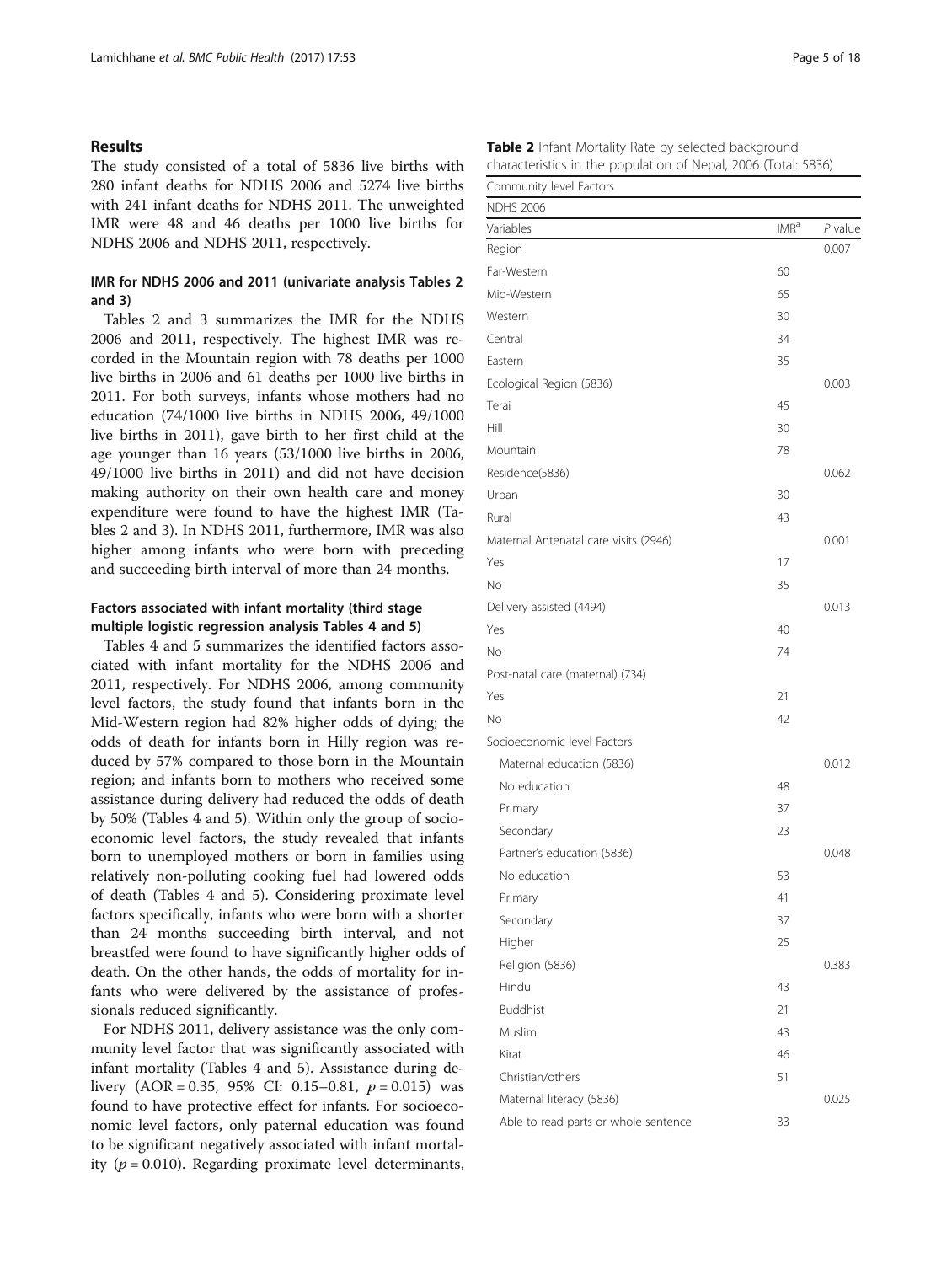## Results

The study consisted of a total of 5836 live births with 280 infant deaths for NDHS 2006 and 5274 live births with 241 infant deaths for NDHS 2011. The unweighted IMR were 48 and 46 deaths per 1000 live births for NDHS 2006 and NDHS 2011, respectively.

### IMR for NDHS 2006 and 2011 (univariate analysis Tables 2 and 3)

Tables 2 and 3 summarizes the IMR for the NDHS 2006 and 2011, respectively. The highest IMR was recorded in the Mountain region with 78 deaths per 1000 live births in 2006 and 61 deaths per 1000 live births in 2011. For both surveys, infants whose mothers had no education (74/1000 live births in NDHS 2006, 49/1000 live births in 2011), gave birth to her first child at the age younger than 16 years (53/1000 live births in 2006, 49/1000 live births in 2011) and did not have decision making authority on their own health care and money expenditure were found to have the highest IMR (Tables 2 and 3). In NDHS 2011, furthermore, IMR was also higher among infants who were born with preceding and succeeding birth interval of more than 24 months.

### Factors associated with infant mortality (third stage multiple logistic regression analysis Tables 4 and 5)

Tables 4 and 5 summarizes the identified factors associated with infant mortality for the NDHS 2006 and 2011, respectively. For NDHS 2006, among community level factors, the study found that infants born in the Mid-Western region had 82% higher odds of dying; the odds of death for infants born in Hilly region was reduced by 57% compared to those born in the Mountain region; and infants born to mothers who received some assistance during delivery had reduced the odds of death by 50% (Tables 4 and 5). Within only the group of socioeconomic level factors, the study revealed that infants born to unemployed mothers or born in families using relatively non-polluting cooking fuel had lowered odds of death (Tables 4 and 5). Considering proximate level factors specifically, infants who were born with a shorter than 24 months succeeding birth interval, and not breastfed were found to have significantly higher odds of death. On the other hands, the odds of mortality for infants who were delivered by the assistance of professionals reduced significantly.

For NDHS 2011, delivery assistance was the only community level factor that was significantly associated with infant mortality (Tables 4 and 5). Assistance during delivery (AOR = 0.35, 95% CI: 0.15–0.81, $p = 0.015$) was found to have protective effect for infants. For socioeconomic level factors, only paternal education was found to be significant negatively associated with infant mortality ($p = 0.010$). Regarding proximate level determinants,

**Table 2** Infant Mortality Rate by selected background characteristics in the population of Nepal, 2006 (Total: 5836)

| Community level Factors | | |
|---|---|---|
| NDHS 2006 | | |
| Variables | IMR[a] | *P* value |
| Region | | 0.007 |
| Far-Western | 60 | |
| Mid-Western | 65 | |
| Western | 30 | |
| Central | 34 | |
| Eastern | 35 | |
| Ecological Region (5836) | | 0.003 |
| Terai | 45 | |
| Hill | 30 | |
| Mountain | 78 | |
| Residence(5836) | | 0.062 |
| Urban | 30 | |
| Rural | 43 | |
| Maternal Antenatal care visits (2946) | | 0.001 |
| Yes | 17 | |
| No | 35 | |
| Delivery assisted (4494) | | 0.013 |
| Yes | 40 | |
| No | 74 | |
| Post-natal care (maternal) (734) | | |
| Yes | 21 | |
| No | 42 | |
| Socioeconomic level Factors | | |
| Maternal education (5836) | | 0.012 |
| No education | 48 | |
| Primary | 37 | |
| Secondary | 23 | |
| Partner's education (5836) | | 0.048 |
| No education | 53 | |
| Primary | 41 | |
| Secondary | 37 | |
| Higher | 25 | |
| Religion (5836) | | 0.383 |
| Hindu | 43 | |
| Buddhist | 21 | |
| Muslim | 43 | |
| Kirat | 46 | |
| Christian/others | 51 | |
| Maternal literacy (5836) | | 0.025 |
| Able to read parts or whole sentence | 33 | |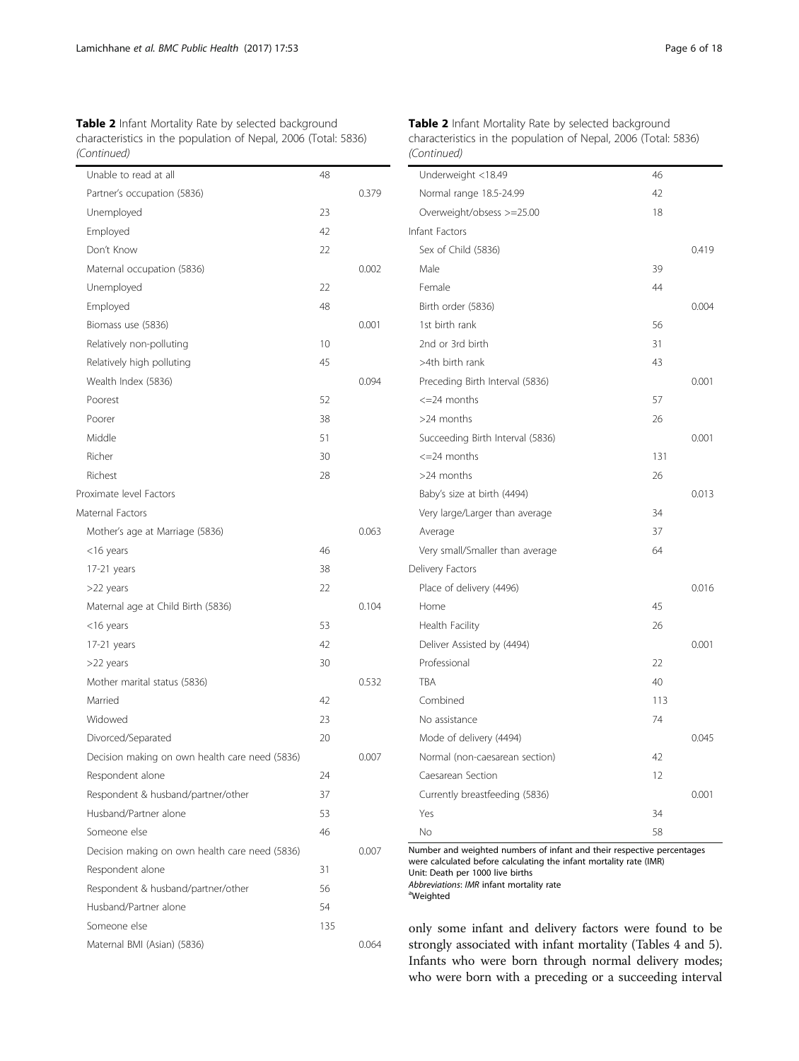**Table 2** Infant Mortality Rate by selected background characteristics in the population of Nepal, 2006 (Total: 5836) *(Continued)*

| | | |
|---|---|---|
| Unable to read at all | 48 | |
| Partner's occupation (5836) | | 0.379 |
| Unemployed | 23 | |
| Employed | 42 | |
| Don't Know | 22 | |
| Maternal occupation (5836) | | 0.002 |
| Unemployed | 22 | |
| Employed | 48 | |
| Biomass use (5836) | | 0.001 |
| Relatively non-polluting | 10 | |
| Relatively high polluting | 45 | |
| Wealth Index (5836) | | 0.094 |
| Poorest | 52 | |
| Poorer | 38 | |
| Middle | 51 | |
| Richer | 30 | |
| Richest | 28 | |
| Proximate level Factors | | |
| Maternal Factors | | |
| Mother's age at Marriage (5836) | | 0.063 |
| <16 years | 46 | |
| 17-21 years | 38 | |
| >22 years | 22 | |
| Maternal age at Child Birth (5836) | | 0.104 |
| <16 years | 53 | |
| 17-21 years | 42 | |
| >22 years | 30 | |
| Mother marital status (5836) | | 0.532 |
| Married | 42 | |
| Widowed | 23 | |
| Divorced/Separated | 20 | |
| Decision making on own health care need (5836) | | 0.007 |
| Respondent alone | 24 | |
| Respondent & husband/partner/other | 37 | |
| Husband/Partner alone | 53 | |
| Someone else | 46 | |
| Decision making on own health care need (5836) | | 0.007 |
| Respondent alone | 31 | |
| Respondent & husband/partner/other | 56 | |
| Husband/Partner alone | 54 | |
| Someone else | 135 | |
| Maternal BMI (Asian) (5836) | | 0.064 |
| Underweight <18.49 | 46 | |
| Normal range 18.5-24.99 | 42 | |
| Overweight/obsess >=25.00 | 18 | |
| Infant Factors | | |
| Sex of Child (5836) | | 0.419 |
| Male | 39 | |
| Female | 44 | |
| Birth order (5836) | | 0.004 |
| 1st birth rank | 56 | |
| 2nd or 3rd birth | 31 | |
| >4th birth rank | 43 | |
| Preceding Birth Interval (5836) | | 0.001 |
| <=24 months | 57 | |
| >24 months | 26 | |
| Succeeding Birth Interval (5836) | | 0.001 |
| <=24 months | 131 | |
| >24 months | 26 | |
| Baby's size at birth (4494) | | 0.013 |
| Very large/Larger than average | 34 | |
| Average | 37 | |
| Very small/Smaller than average | 64 | |
| Delivery Factors | | |
| Place of delivery (4496) | | 0.016 |
| Home | 45 | |
| Health Facility | 26 | |
| Deliver Assisted by (4494) | | 0.001 |
| Professional | 22 | |
| TBA | 40 | |
| Combined | 113 | |
| No assistance | 74 | |
| Mode of delivery (4494) | | 0.045 |
| Normal (non-caesarean section) | 42 | |
| Caesarean Section | 12 | |
| Currently breastfeeding (5836) | | 0.001 |
| Yes | 34 | |
| No | 58 | |

Number and weighted numbers of infant and their respective percentages were calculated before calculating the infant mortality rate (IMR)
Unit: Death per 1000 live births
*Abbreviations*: *IMR* infant mortality rate
[a]Weighted

only some infant and delivery factors were found to be strongly associated with infant mortality (Tables 4 and 5). Infants who were born through normal delivery modes; who were born with a preceding or a succeeding interval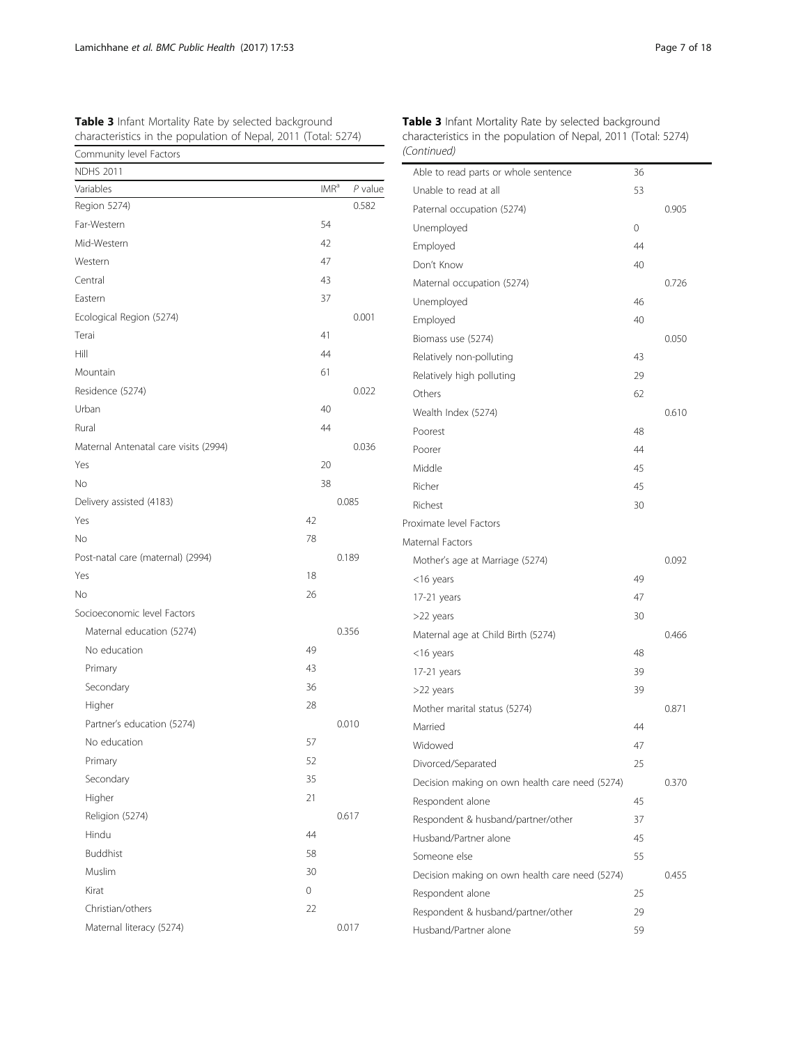**Table 3** Infant Mortality Rate by selected background characteristics in the population of Nepal, 2011 (Total: 5274)

| Variables | IMR[a] | *P* value |
|---|---|---|
| Community level Factors | | |
| NDHS 2011 | | |
| Region 5274) | | 0.582 |
| Far-Western | 54 | |
| Mid-Western | 42 | |
| Western | 47 | |
| Central | 43 | |
| Eastern | 37 | |
| Ecological Region (5274) | | 0.001 |
| Terai | 41 | |
| Hill | 44 | |
| Mountain | 61 | |
| Residence (5274) | | 0.022 |
| Urban | 40 | |
| Rural | 44 | |
| Maternal Antenatal care visits (2994) | | 0.036 |
| Yes | 20 | |
| No | 38 | |
| Delivery assisted (4183) | | 0.085 |
| Yes | 42 | |
| No | 78 | |
| Post-natal care (maternal) (2994) | | 0.189 |
| Yes | 18 | |
| No | 26 | |
| Socioeconomic level Factors | | |
| Maternal education (5274) | | 0.356 |
| No education | 49 | |
| Primary | 43 | |
| Secondary | 36 | |
| Higher | 28 | |
| Partner's education (5274) | | 0.010 |
| No education | 57 | |
| Primary | 52 | |
| Secondary | 35 | |
| Higher | 21 | |
| Religion (5274) | | 0.617 |
| Hindu | 44 | |
| Buddhist | 58 | |
| Muslim | 30 | |
| Kirat | 0 | |
| Christian/others | 22 | |
| Maternal literacy (5274) | | 0.017 |
| Able to read parts or whole sentence | 36 | |
| Unable to read at all | 53 | |
| Paternal occupation (5274) | | 0.905 |
| Unemployed | 0 | |
| Employed | 44 | |
| Don't Know | 40 | |
| Maternal occupation (5274) | | 0.726 |
| Unemployed | 46 | |
| Employed | 40 | |
| Biomass use (5274) | | 0.050 |
| Relatively non-polluting | 43 | |
| Relatively high polluting | 29 | |
| Others | 62 | |
| Wealth Index (5274) | | 0.610 |
| Poorest | 48 | |
| Poorer | 44 | |
| Middle | 45 | |
| Richer | 45 | |
| Richest | 30 | |
| Proximate level Factors | | |
| Maternal Factors | | |
| Mother's age at Marriage (5274) | | 0.092 |
| <16 years | 49 | |
| 17-21 years | 47 | |
| >22 years | 30 | |
| Maternal age at Child Birth (5274) | | 0.466 |
| <16 years | 48 | |
| 17-21 years | 39 | |
| >22 years | 39 | |
| Mother marital status (5274) | | 0.871 |
| Married | 44 | |
| Widowed | 47 | |
| Divorced/Separated | 25 | |
| Decision making on own health care need (5274) | | 0.370 |
| Respondent alone | 45 | |
| Respondent & husband/partner/other | 37 | |
| Husband/Partner alone | 45 | |
| Someone else | 55 | |
| Decision making on own health care need (5274) | | 0.455 |
| Respondent alone | 25 | |
| Respondent & husband/partner/other | 29 | |
| Husband/Partner alone | 59 | |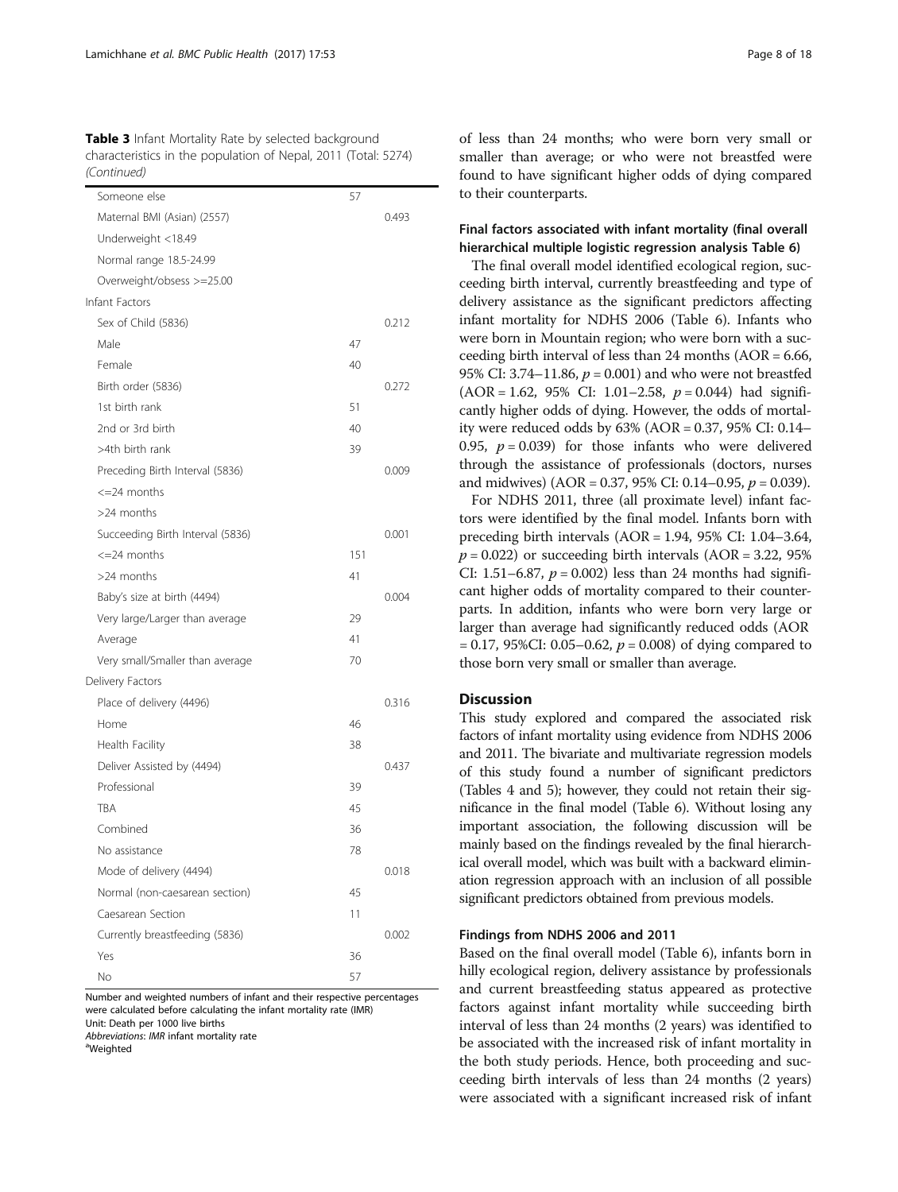**Table 3** Infant Mortality Rate by selected background characteristics in the population of Nepal, 2011 (Total: 5274) *(Continued)*

| | | |
|---|---|---|
| Someone else | 57 | |
| Maternal BMI (Asian) (2557) | | 0.493 |
| Underweight <18.49 | | |
| Normal range 18.5-24.99 | | |
| Overweight/obsess >=25.00 | | |
| Infant Factors | | |
| Sex of Child (5836) | | 0.212 |
| Male | 47 | |
| Female | 40 | |
| Birth order (5836) | | 0.272 |
| 1st birth rank | 51 | |
| 2nd or 3rd birth | 40 | |
| >4th birth rank | 39 | |
| Preceding Birth Interval (5836) | | 0.009 |
| <=24 months | | |
| >24 months | | |
| Succeeding Birth Interval (5836) | | 0.001 |
| <=24 months | 151 | |
| >24 months | 41 | |
| Baby's size at birth (4494) | | 0.004 |
| Very large/Larger than average | 29 | |
| Average | 41 | |
| Very small/Smaller than average | 70 | |
| Delivery Factors | | |
| Place of delivery (4496) | | 0.316 |
| Home | 46 | |
| Health Facility | 38 | |
| Deliver Assisted by (4494) | | 0.437 |
| Professional | 39 | |
| TBA | 45 | |
| Combined | 36 | |
| No assistance | 78 | |
| Mode of delivery (4494) | | 0.018 |
| Normal (non-caesarean section) | 45 | |
| Caesarean Section | 11 | |
| Currently breastfeeding (5836) | | 0.002 |
| Yes | 36 | |
| No | 57 | |

Number and weighted numbers of infant and their respective percentages were calculated before calculating the infant mortality rate (IMR)
Unit: Death per 1000 live births
*Abbreviations*: *IMR* infant mortality rate
[a]Weighted

of less than 24 months; who were born very small or smaller than average; or who were not breastfed were found to have significant higher odds of dying compared to their counterparts.

### Final factors associated with infant mortality (final overall hierarchical multiple logistic regression analysis Table 6)

The final overall model identified ecological region, succeeding birth interval, currently breastfeeding and type of delivery assistance as the significant predictors affecting infant mortality for NDHS 2006 (Table 6). Infants who were born in Mountain region; who were born with a succeeding birth interval of less than 24 months (AOR = 6.66, 95% CI: 3.74–11.86, $p = 0.001$) and who were not breastfed (AOR = 1.62, 95% CI: 1.01–2.58, $p = 0.044$) had significantly higher odds of dying. However, the odds of mortality were reduced odds by 63% (AOR = 0.37, 95% CI: 0.14–0.95, $p = 0.039$) for those infants who were delivered through the assistance of professionals (doctors, nurses and midwives) (AOR = 0.37, 95% CI: 0.14–0.95, $p = 0.039$).

For NDHS 2011, three (all proximate level) infant factors were identified by the final model. Infants born with preceding birth intervals (AOR = 1.94, 95% CI: 1.04–3.64, $p = 0.022$) or succeeding birth intervals (AOR = 3.22, 95% CI: 1.51–6.87, $p = 0.002$) less than 24 months had significant higher odds of mortality compared to their counterparts. In addition, infants who were born very large or larger than average had significantly reduced odds (AOR = 0.17, 95%CI: 0.05–0.62, $p = 0.008$) of dying compared to those born very small or smaller than average.

## Discussion

This study explored and compared the associated risk factors of infant mortality using evidence from NDHS 2006 and 2011. The bivariate and multivariate regression models of this study found a number of significant predictors (Tables 4 and 5); however, they could not retain their significance in the final model (Table 6). Without losing any important association, the following discussion will be mainly based on the findings revealed by the final hierarchical overall model, which was built with a backward elimination regression approach with an inclusion of all possible significant predictors obtained from previous models.

### Findings from NDHS 2006 and 2011

Based on the final overall model (Table 6), infants born in hilly ecological region, delivery assistance by professionals and current breastfeeding status appeared as protective factors against infant mortality while succeeding birth interval of less than 24 months (2 years) was identified to be associated with the increased risk of infant mortality in the both study periods. Hence, both proceeding and succeeding birth intervals of less than 24 months (2 years) were associated with a significant increased risk of infant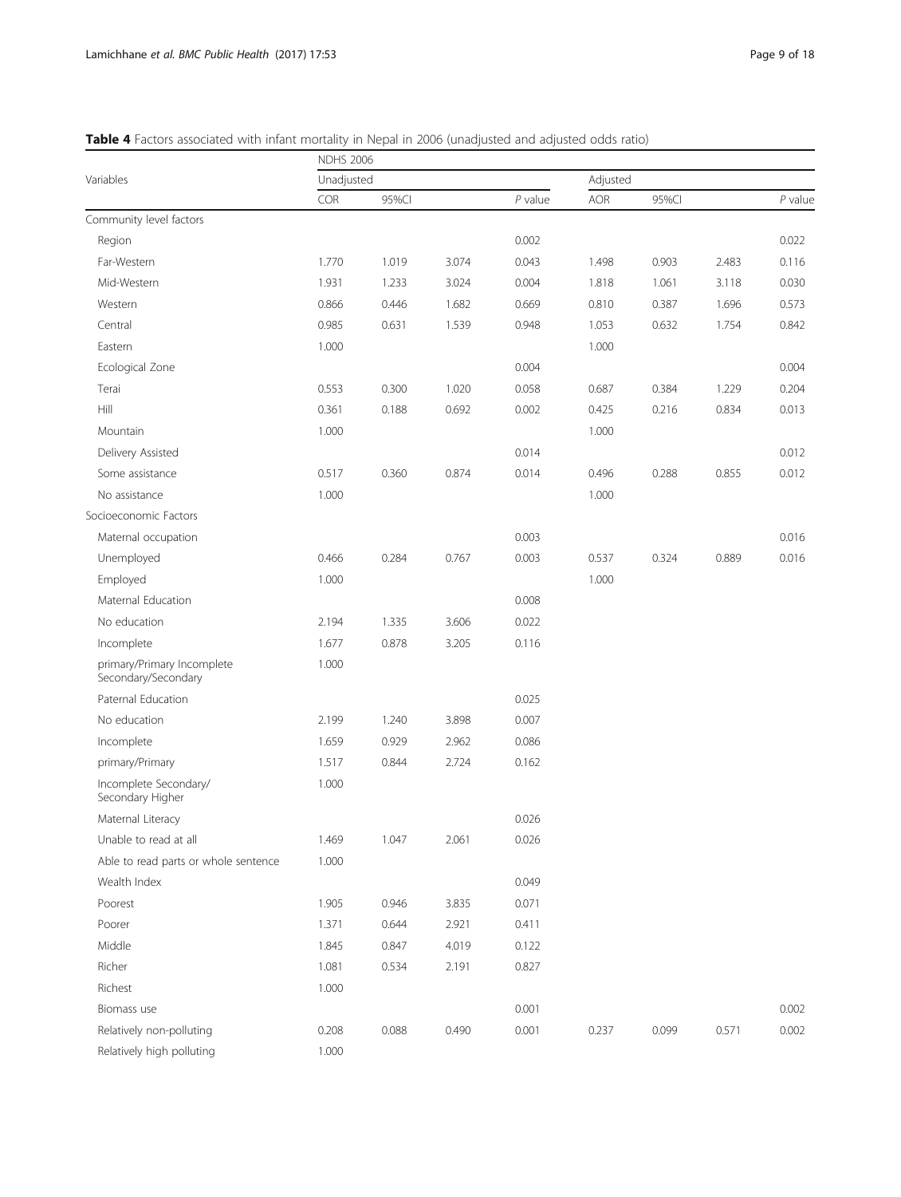**Table 4** Factors associated with infant mortality in Nepal in 2006 (unadjusted and adjusted odds ratio)

| Variables | NDHS 2006 | | | | | | | |
|---|---|---|---|---|---|---|---|---|
| | Unadjusted | | | | Adjusted | | | |
| | COR | 95%CI | | *P* value | AOR | 95%CI | | *P* value |
| Community level factors | | | | | | | | |
| Region | | | | 0.002 | | | | 0.022 |
| Far-Western | 1.770 | 1.019 | 3.074 | 0.043 | 1.498 | 0.903 | 2.483 | 0.116 |
| Mid-Western | 1.931 | 1.233 | 3.024 | 0.004 | 1.818 | 1.061 | 3.118 | 0.030 |
| Western | 0.866 | 0.446 | 1.682 | 0.669 | 0.810 | 0.387 | 1.696 | 0.573 |
| Central | 0.985 | 0.631 | 1.539 | 0.948 | 1.053 | 0.632 | 1.754 | 0.842 |
| Eastern | 1.000 | | | | 1.000 | | | |
| Ecological Zone | | | | 0.004 | | | | 0.004 |
| Terai | 0.553 | 0.300 | 1.020 | 0.058 | 0.687 | 0.384 | 1.229 | 0.204 |
| Hill | 0.361 | 0.188 | 0.692 | 0.002 | 0.425 | 0.216 | 0.834 | 0.013 |
| Mountain | 1.000 | | | | 1.000 | | | |
| Delivery Assisted | | | | 0.014 | | | | 0.012 |
| Some assistance | 0.517 | 0.360 | 0.874 | 0.014 | 0.496 | 0.288 | 0.855 | 0.012 |
| No assistance | 1.000 | | | | 1.000 | | | |
| Socioeconomic Factors | | | | | | | | |
| Maternal occupation | | | | 0.003 | | | | 0.016 |
| Unemployed | 0.466 | 0.284 | 0.767 | 0.003 | 0.537 | 0.324 | 0.889 | 0.016 |
| Employed | 1.000 | | | | 1.000 | | | |
| Maternal Education | | | | 0.008 | | | | |
| No education | 2.194 | 1.335 | 3.606 | 0.022 | | | | |
| Incomplete | 1.677 | 0.878 | 3.205 | 0.116 | | | | |
| primary/Primary Incomplete Secondary/Secondary | 1.000 | | | | | | | |
| Paternal Education | | | | 0.025 | | | | |
| No education | 2.199 | 1.240 | 3.898 | 0.007 | | | | |
| Incomplete | 1.659 | 0.929 | 2.962 | 0.086 | | | | |
| primary/Primary | 1.517 | 0.844 | 2.724 | 0.162 | | | | |
| Incomplete Secondary/ Secondary Higher | 1.000 | | | | | | | |
| Maternal Literacy | | | | 0.026 | | | | |
| Unable to read at all | 1.469 | 1.047 | 2.061 | 0.026 | | | | |
| Able to read parts or whole sentence | 1.000 | | | | | | | |
| Wealth Index | | | | 0.049 | | | | |
| Poorest | 1.905 | 0.946 | 3.835 | 0.071 | | | | |
| Poorer | 1.371 | 0.644 | 2.921 | 0.411 | | | | |
| Middle | 1.845 | 0.847 | 4.019 | 0.122 | | | | |
| Richer | 1.081 | 0.534 | 2.191 | 0.827 | | | | |
| Richest | 1.000 | | | | | | | |
| Biomass use | | | | 0.001 | | | | 0.002 |
| Relatively non-polluting | 0.208 | 0.088 | 0.490 | 0.001 | 0.237 | 0.099 | 0.571 | 0.002 |
| Relatively high polluting | 1.000 | | | | | | | |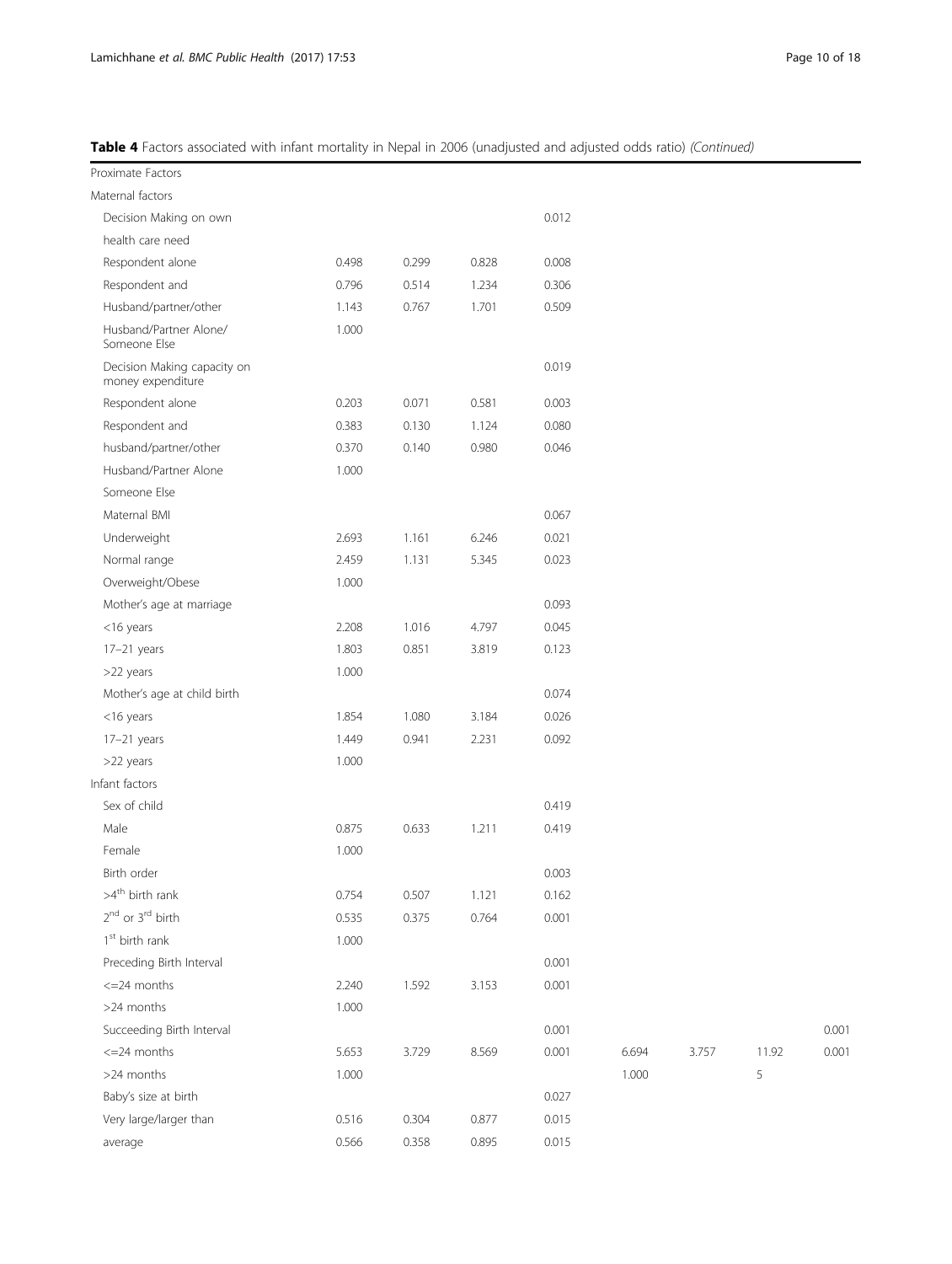**Table 4** Factors associated with infant mortality in Nepal in 2006 (unadjusted and adjusted odds ratio) *(Continued)*

| | | | | | | | | |
|---|---|---|---|---|---|---|---|---|
| Proximate Factors | | | | | | | | |
| Maternal factors | | | | | | | | |
| Decision Making on own | | | | 0.012 | | | | |
| health care need | | | | | | | | |
| Respondent alone | 0.498 | 0.299 | 0.828 | 0.008 | | | | |
| Respondent and | 0.796 | 0.514 | 1.234 | 0.306 | | | | |
| Husband/partner/other | 1.143 | 0.767 | 1.701 | 0.509 | | | | |
| Husband/Partner Alone/ Someone Else | 1.000 | | | | | | | |
| Decision Making capacity on money expenditure | | | | 0.019 | | | | |
| Respondent alone | 0.203 | 0.071 | 0.581 | 0.003 | | | | |
| Respondent and | 0.383 | 0.130 | 1.124 | 0.080 | | | | |
| husband/partner/other | 0.370 | 0.140 | 0.980 | 0.046 | | | | |
| Husband/Partner Alone | 1.000 | | | | | | | |
| Someone Else | | | | | | | | |
| Maternal BMI | | | | 0.067 | | | | |
| Underweight | 2.693 | 1.161 | 6.246 | 0.021 | | | | |
| Normal range | 2.459 | 1.131 | 5.345 | 0.023 | | | | |
| Overweight/Obese | 1.000 | | | | | | | |
| Mother's age at marriage | | | | 0.093 | | | | |
| <16 years | 2.208 | 1.016 | 4.797 | 0.045 | | | | |
| 17–21 years | 1.803 | 0.851 | 3.819 | 0.123 | | | | |
| >22 years | 1.000 | | | | | | | |
| Mother's age at child birth | | | | 0.074 | | | | |
| <16 years | 1.854 | 1.080 | 3.184 | 0.026 | | | | |
| 17–21 years | 1.449 | 0.941 | 2.231 | 0.092 | | | | |
| >22 years | 1.000 | | | | | | | |
| Infant factors | | | | | | | | |
| Sex of child | | | | 0.419 | | | | |
| Male | 0.875 | 0.633 | 1.211 | 0.419 | | | | |
| Female | 1.000 | | | | | | | |
| Birth order | | | | 0.003 | | | | |
| >4th birth rank | 0.754 | 0.507 | 1.121 | 0.162 | | | | |
| 2nd or 3rd birth | 0.535 | 0.375 | 0.764 | 0.001 | | | | |
| 1st birth rank | 1.000 | | | | | | | |
| Preceding Birth Interval | | | | 0.001 | | | | |
| <=24 months | 2.240 | 1.592 | 3.153 | 0.001 | | | | |
| >24 months | 1.000 | | | | | | | |
| Succeeding Birth Interval | | | | 0.001 | | | | 0.001 |
| <=24 months | 5.653 | 3.729 | 8.569 | 0.001 | 6.694 | 3.757 | 11.925 | 0.001 |
| >24 months | 1.000 | | | | 1.000 | | | |
| Baby's size at birth | | | | 0.027 | | | | |
| Very large/larger than | 0.516 | 0.304 | 0.877 | 0.015 | | | | |
| average | 0.566 | 0.358 | 0.895 | 0.015 | | | | |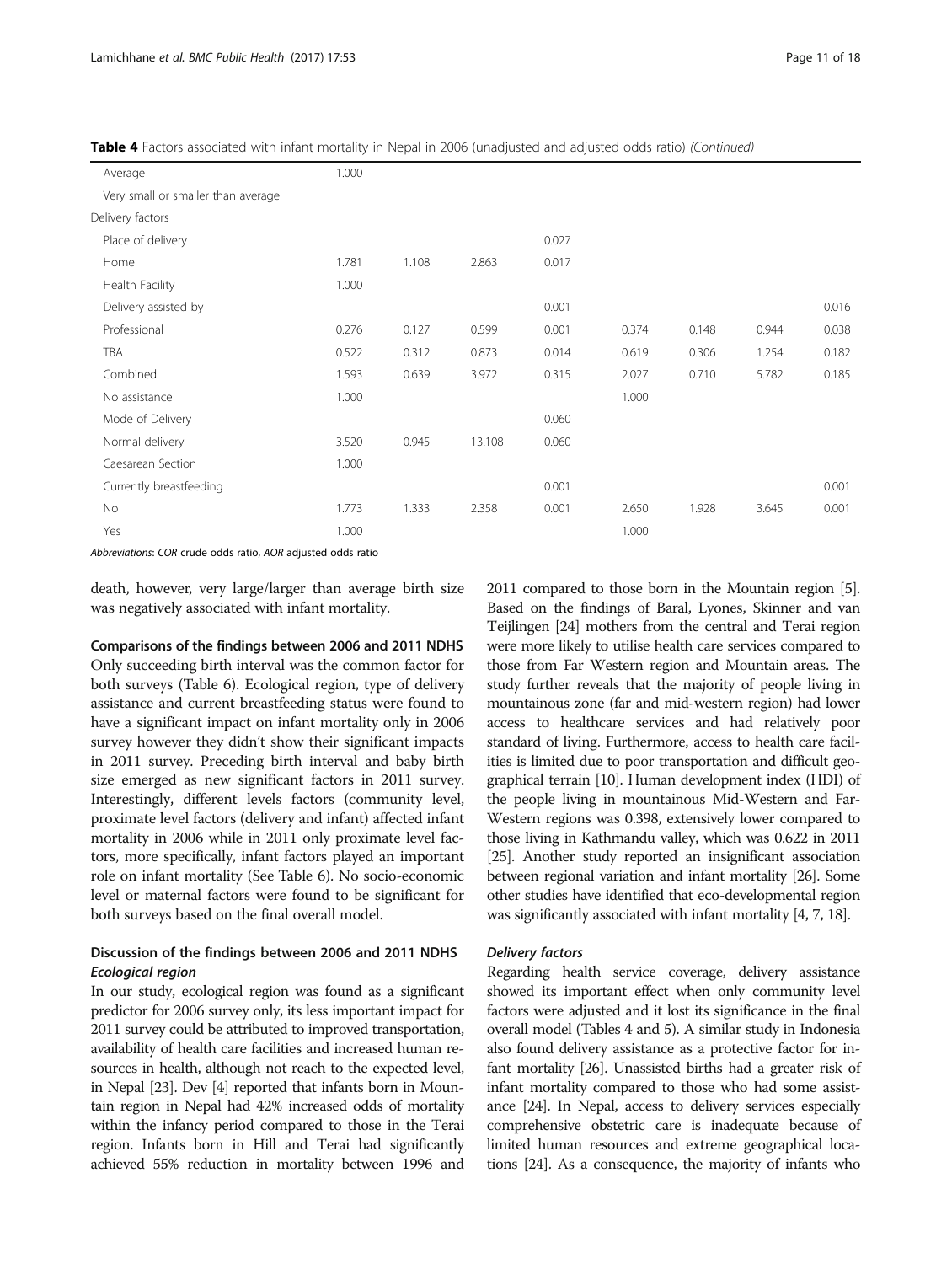**Table 4** Factors associated with infant mortality in Nepal in 2006 (unadjusted and adjusted odds ratio) *(Continued)*

| | | | | | | | | |
|---|---|---|---|---|---|---|---|---|
| Average | 1.000 | | | | | | | |
| Very small or smaller than average | | | | | | | | |
| Delivery factors | | | | | | | | |
| Place of delivery | | | | 0.027 | | | | |
| Home | 1.781 | 1.108 | 2.863 | 0.017 | | | | |
| Health Facility | 1.000 | | | | | | | |
| Delivery assisted by | | | | 0.001 | | | | 0.016 |
| Professional | 0.276 | 0.127 | 0.599 | 0.001 | 0.374 | 0.148 | 0.944 | 0.038 |
| TBA | 0.522 | 0.312 | 0.873 | 0.014 | 0.619 | 0.306 | 1.254 | 0.182 |
| Combined | 1.593 | 0.639 | 3.972 | 0.315 | 2.027 | 0.710 | 5.782 | 0.185 |
| No assistance | 1.000 | | | | 1.000 | | | |
| Mode of Delivery | | | | 0.060 | | | | |
| Normal delivery | 3.520 | 0.945 | 13.108 | 0.060 | | | | |
| Caesarean Section | 1.000 | | | | | | | |
| Currently breastfeeding | | | | 0.001 | | | | 0.001 |
| No | 1.773 | 1.333 | 2.358 | 0.001 | 2.650 | 1.928 | 3.645 | 0.001 |
| Yes | 1.000 | | | | 1.000 | | | |

*Abbreviations*: *COR* crude odds ratio, *AOR* adjusted odds ratio

death, however, very large/larger than average birth size was negatively associated with infant mortality.

**Comparisons of the findings between 2006 and 2011 NDHS**

Only succeeding birth interval was the common factor for both surveys (Table 6). Ecological region, type of delivery assistance and current breastfeeding status were found to have a significant impact on infant mortality only in 2006 survey however they didn't show their significant impacts in 2011 survey. Preceding birth interval and baby birth size emerged as new significant factors in 2011 survey. Interestingly, different levels factors (community level, proximate level factors (delivery and infant) affected infant mortality in 2006 while in 2011 only proximate level factors, more specifically, infant factors played an important role on infant mortality (See Table 6). No socio-economic level or maternal factors were found to be significant for both surveys based on the final overall model.

## Discussion of the findings between 2006 and 2011 NDHS

### *Ecological region*

In our study, ecological region was found as a significant predictor for 2006 survey only, its less important impact for 2011 survey could be attributed to improved transportation, availability of health care facilities and increased human resources in health, although not reach to the expected level, in Nepal [23]. Dev [4] reported that infants born in Mountain region in Nepal had 42% increased odds of mortality within the infancy period compared to those in the Terai region. Infants born in Hill and Terai had significantly achieved 55% reduction in mortality between 1996 and 2011 compared to those born in the Mountain region [5]. Based on the findings of Baral, Lyones, Skinner and van Teijlingen [24] mothers from the central and Terai region were more likely to utilise health care services compared to those from Far Western region and Mountain areas. The study further reveals that the majority of people living in mountainous zone (far and mid-western region) had lower access to healthcare services and had relatively poor standard of living. Furthermore, access to health care facilities is limited due to poor transportation and difficult geographical terrain [10]. Human development index (HDI) of the people living in mountainous Mid-Western and Far-Western regions was 0.398, extensively lower compared to those living in Kathmandu valley, which was 0.622 in 2011 [25]. Another study reported an insignificant association between regional variation and infant mortality [26]. Some other studies have identified that eco-developmental region was significantly associated with infant mortality [4, 7, 18].

### *Delivery factors*

Regarding health service coverage, delivery assistance showed its important effect when only community level factors were adjusted and it lost its significance in the final overall model (Tables 4 and 5). A similar study in Indonesia also found delivery assistance as a protective factor for infant mortality [26]. Unassisted births had a greater risk of infant mortality compared to those who had some assistance [24]. In Nepal, access to delivery services especially comprehensive obstetric care is inadequate because of limited human resources and extreme geographical locations [24]. As a consequence, the majority of infants who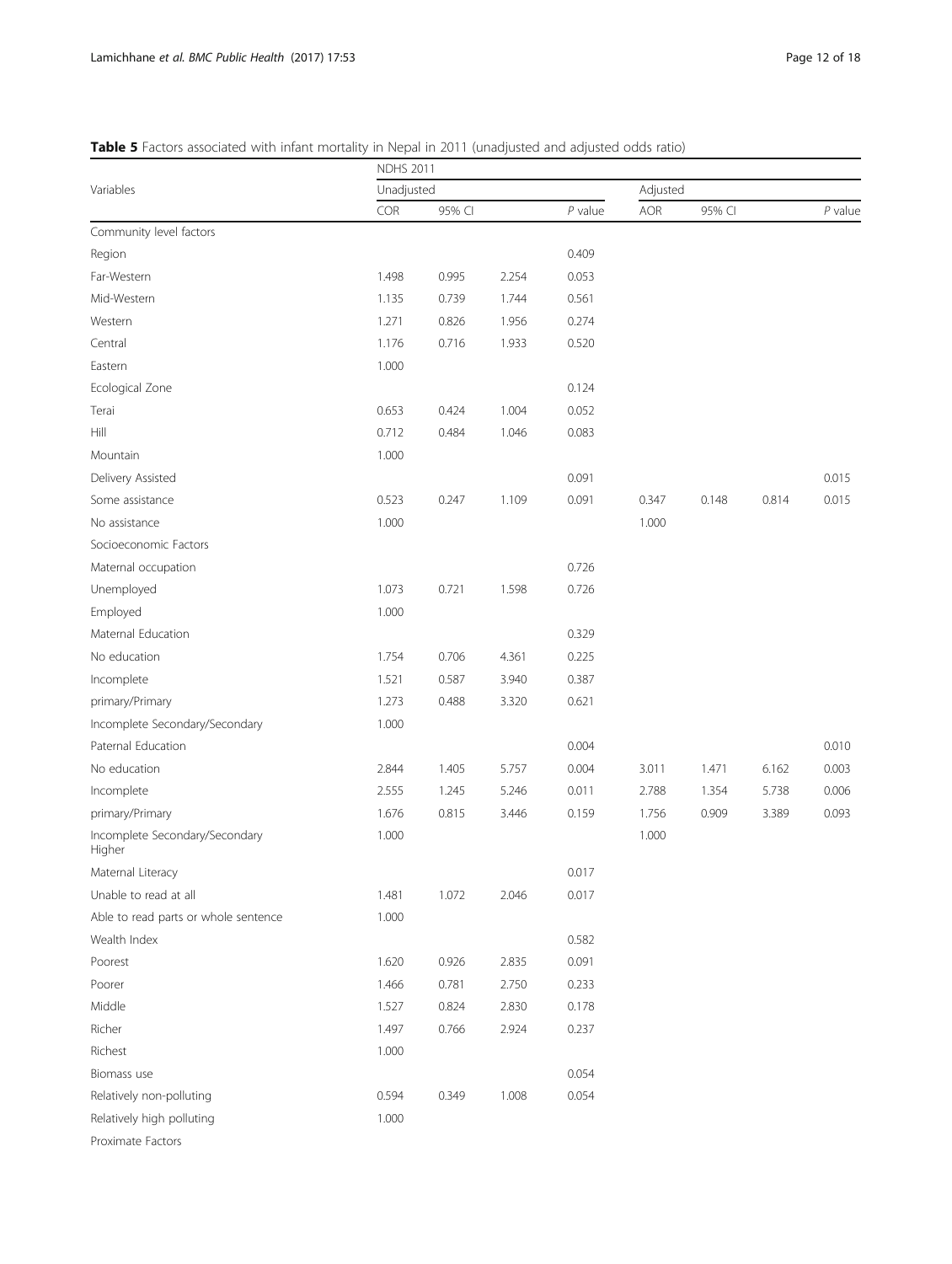**Table 5** Factors associated with infant mortality in Nepal in 2011 (unadjusted and adjusted odds ratio)

| Variables | NDHS 2011 | | | | | | | |
|---|---|---|---|---|---|---|---|---|
| | Unadjusted | | | | Adjusted | | | |
| | COR | 95% CI | | *P* value | AOR | 95% CI | | *P* value |
| Community level factors | | | | | | | | |
| Region | | | | 0.409 | | | | |
| Far-Western | 1.498 | 0.995 | 2.254 | 0.053 | | | | |
| Mid-Western | 1.135 | 0.739 | 1.744 | 0.561 | | | | |
| Western | 1.271 | 0.826 | 1.956 | 0.274 | | | | |
| Central | 1.176 | 0.716 | 1.933 | 0.520 | | | | |
| Eastern | 1.000 | | | | | | | |
| Ecological Zone | | | | 0.124 | | | | |
| Terai | 0.653 | 0.424 | 1.004 | 0.052 | | | | |
| Hill | 0.712 | 0.484 | 1.046 | 0.083 | | | | |
| Mountain | 1.000 | | | | | | | |
| Delivery Assisted | | | | 0.091 | | | | 0.015 |
| Some assistance | 0.523 | 0.247 | 1.109 | 0.091 | 0.347 | 0.148 | 0.814 | 0.015 |
| No assistance | 1.000 | | | | 1.000 | | | |
| Socioeconomic Factors | | | | | | | | |
| Maternal occupation | | | | 0.726 | | | | |
| Unemployed | 1.073 | 0.721 | 1.598 | 0.726 | | | | |
| Employed | 1.000 | | | | | | | |
| Maternal Education | | | | 0.329 | | | | |
| No education | 1.754 | 0.706 | 4.361 | 0.225 | | | | |
| Incomplete | 1.521 | 0.587 | 3.940 | 0.387 | | | | |
| primary/Primary | 1.273 | 0.488 | 3.320 | 0.621 | | | | |
| Incomplete Secondary/Secondary | 1.000 | | | | | | | |
| Paternal Education | | | | 0.004 | | | | 0.010 |
| No education | 2.844 | 1.405 | 5.757 | 0.004 | 3.011 | 1.471 | 6.162 | 0.003 |
| Incomplete | 2.555 | 1.245 | 5.246 | 0.011 | 2.788 | 1.354 | 5.738 | 0.006 |
| primary/Primary | 1.676 | 0.815 | 3.446 | 0.159 | 1.756 | 0.909 | 3.389 | 0.093 |
| Incomplete Secondary/Secondary Higher | 1.000 | | | | 1.000 | | | |
| Maternal Literacy | | | | 0.017 | | | | |
| Unable to read at all | 1.481 | 1.072 | 2.046 | 0.017 | | | | |
| Able to read parts or whole sentence | 1.000 | | | | | | | |
| Wealth Index | | | | 0.582 | | | | |
| Poorest | 1.620 | 0.926 | 2.835 | 0.091 | | | | |
| Poorer | 1.466 | 0.781 | 2.750 | 0.233 | | | | |
| Middle | 1.527 | 0.824 | 2.830 | 0.178 | | | | |
| Richer | 1.497 | 0.766 | 2.924 | 0.237 | | | | |
| Richest | 1.000 | | | | | | | |
| Biomass use | | | | 0.054 | | | | |
| Relatively non-polluting | 0.594 | 0.349 | 1.008 | 0.054 | | | | |
| Relatively high polluting | 1.000 | | | | | | | |
| Proximate Factors | | | | | | | | |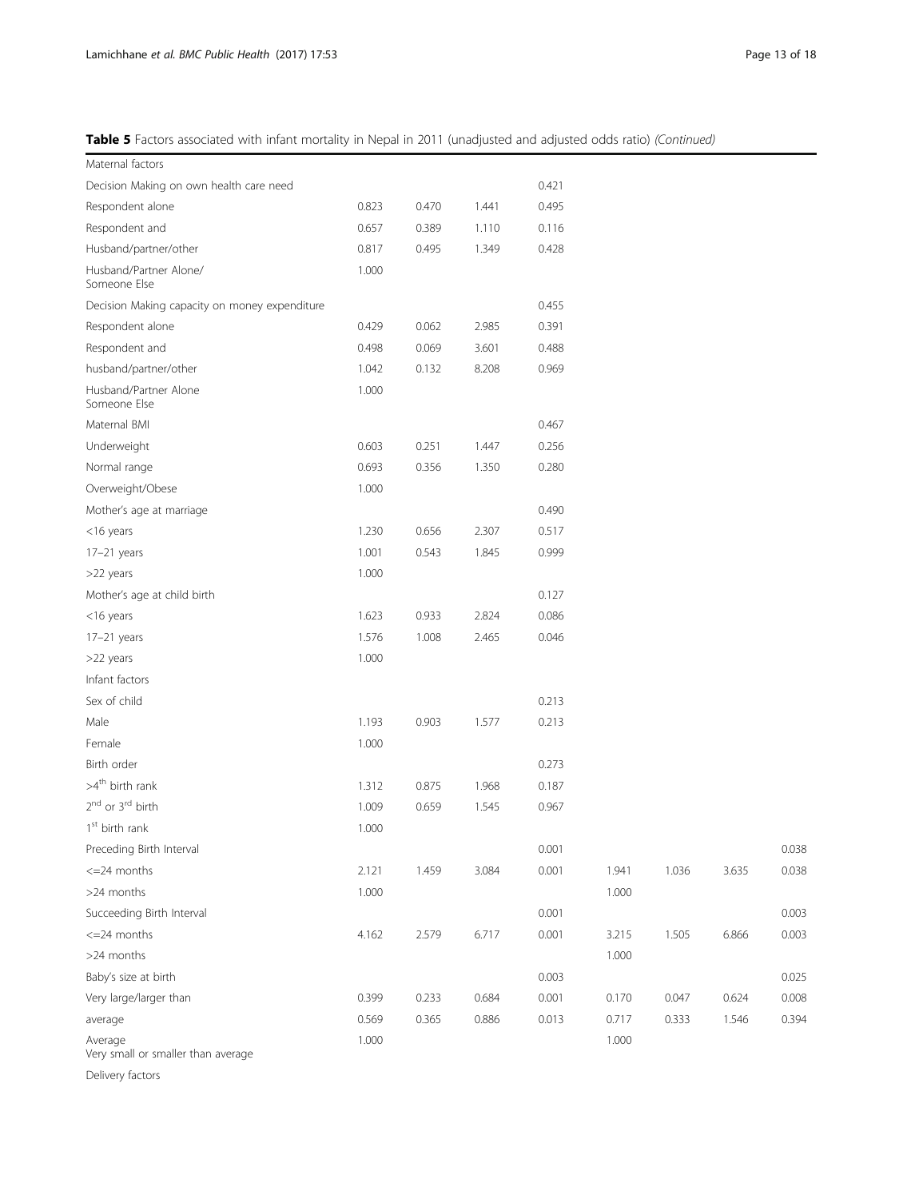**Table 5** Factors associated with infant mortality in Nepal in 2011 (unadjusted and adjusted odds ratio) *(Continued)*

| | | | | | | | | |
|---|---|---|---|---|---|---|---|---|
| Maternal factors | | | | | | | | |
| Decision Making on own health care need | | | | 0.421 | | | | |
| Respondent alone | 0.823 | 0.470 | 1.441 | 0.495 | | | | |
| Respondent and | 0.657 | 0.389 | 1.110 | 0.116 | | | | |
| Husband/partner/other | 0.817 | 0.495 | 1.349 | 0.428 | | | | |
| Husband/Partner Alone/ Someone Else | 1.000 | | | | | | | |
| Decision Making capacity on money expenditure | | | | 0.455 | | | | |
| Respondent alone | 0.429 | 0.062 | 2.985 | 0.391 | | | | |
| Respondent and | 0.498 | 0.069 | 3.601 | 0.488 | | | | |
| husband/partner/other | 1.042 | 0.132 | 8.208 | 0.969 | | | | |
| Husband/Partner Alone Someone Else | 1.000 | | | | | | | |
| Maternal BMI | | | | 0.467 | | | | |
| Underweight | 0.603 | 0.251 | 1.447 | 0.256 | | | | |
| Normal range | 0.693 | 0.356 | 1.350 | 0.280 | | | | |
| Overweight/Obese | 1.000 | | | | | | | |
| Mother's age at marriage | | | | 0.490 | | | | |
| <16 years | 1.230 | 0.656 | 2.307 | 0.517 | | | | |
| 17–21 years | 1.001 | 0.543 | 1.845 | 0.999 | | | | |
| >22 years | 1.000 | | | | | | | |
| Mother's age at child birth | | | | 0.127 | | | | |
| <16 years | 1.623 | 0.933 | 2.824 | 0.086 | | | | |
| 17–21 years | 1.576 | 1.008 | 2.465 | 0.046 | | | | |
| >22 years | 1.000 | | | | | | | |
| Infant factors | | | | | | | | |
| Sex of child | | | | 0.213 | | | | |
| Male | 1.193 | 0.903 | 1.577 | 0.213 | | | | |
| Female | 1.000 | | | | | | | |
| Birth order | | | | 0.273 | | | | |
| >4th birth rank | 1.312 | 0.875 | 1.968 | 0.187 | | | | |
| 2nd or 3rd birth | 1.009 | 0.659 | 1.545 | 0.967 | | | | |
| 1st birth rank | 1.000 | | | | | | | |
| Preceding Birth Interval | | | | 0.001 | | | | 0.038 |
| <=24 months | 2.121 | 1.459 | 3.084 | 0.001 | 1.941 | 1.036 | 3.635 | 0.038 |
| >24 months | 1.000 | | | | 1.000 | | | |
| Succeeding Birth Interval | | | | 0.001 | | | | 0.003 |
| <=24 months | 4.162 | 2.579 | 6.717 | 0.001 | 3.215 | 1.505 | 6.866 | 0.003 |
| >24 months | | | | | 1.000 | | | |
| Baby's size at birth | | | | 0.003 | | | | 0.025 |
| Very large/larger than | 0.399 | 0.233 | 0.684 | 0.001 | 0.170 | 0.047 | 0.624 | 0.008 |
| average | 0.569 | 0.365 | 0.886 | 0.013 | 0.717 | 0.333 | 1.546 | 0.394 |
| Average Very small or smaller than average | 1.000 | | | | 1.000 | | | |
| Delivery factors | | | | | | | | |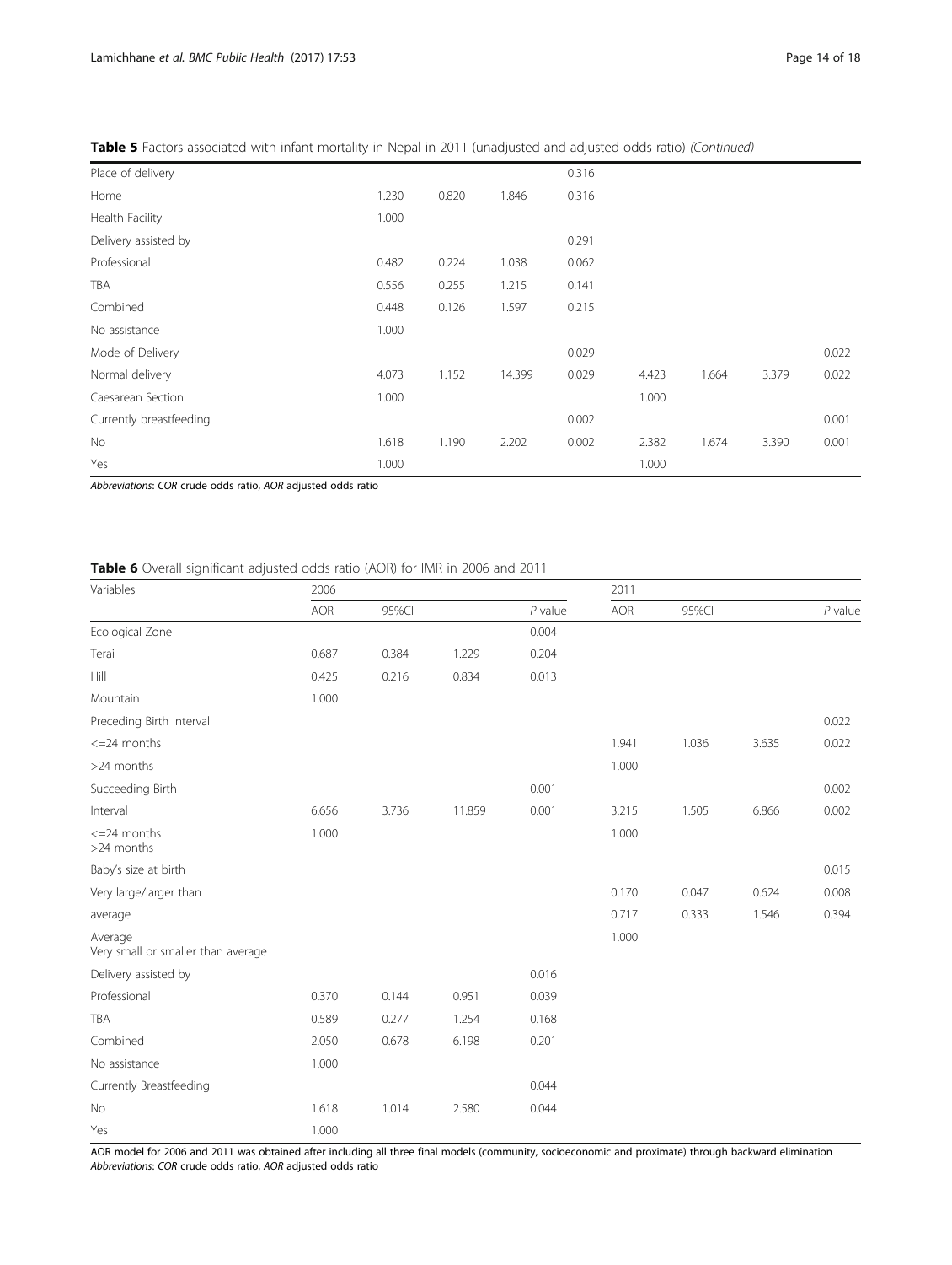**Table 5** Factors associated with infant mortality in Nepal in 2011 (unadjusted and adjusted odds ratio) *(Continued)*

| | | | | | | | | |
|---|---|---|---|---|---|---|---|---|
| Place of delivery | | | | 0.316 | | | | |
| Home | 1.230 | 0.820 | 1.846 | 0.316 | | | | |
| Health Facility | 1.000 | | | | | | | |
| Delivery assisted by | | | | 0.291 | | | | |
| Professional | 0.482 | 0.224 | 1.038 | 0.062 | | | | |
| TBA | 0.556 | 0.255 | 1.215 | 0.141 | | | | |
| Combined | 0.448 | 0.126 | 1.597 | 0.215 | | | | |
| No assistance | 1.000 | | | | | | | |
| Mode of Delivery | | | | 0.029 | | | | 0.022 |
| Normal delivery | 4.073 | 1.152 | 14.399 | 0.029 | 4.423 | 1.664 | 3.379 | 0.022 |
| Caesarean Section | 1.000 | | | | 1.000 | | | |
| Currently breastfeeding | | | | 0.002 | | | | 0.001 |
| No | 1.618 | 1.190 | 2.202 | 0.002 | 2.382 | 1.674 | 3.390 | 0.001 |
| Yes | 1.000 | | | | 1.000 | | | |

*Abbreviations*: *COR* crude odds ratio, *AOR* adjusted odds ratio

**Table 6** Overall significant adjusted odds ratio (AOR) for IMR in 2006 and 2011

| Variables | 2006 | | | | 2011 | | | |
|---|---|---|---|---|---|---|---|---|
| | AOR | 95%CI | | *P* value | AOR | 95%CI | | *P* value |
| Ecological Zone | | | | 0.004 | | | | |
| Terai | 0.687 | 0.384 | 1.229 | 0.204 | | | | |
| Hill | 0.425 | 0.216 | 0.834 | 0.013 | | | | |
| Mountain | 1.000 | | | | | | | |
| Preceding Birth Interval | | | | | | | | 0.022 |
| <=24 months | | | | | 1.941 | 1.036 | 3.635 | 0.022 |
| >24 months | | | | | 1.000 | | | |
| Succeeding Birth | | | | 0.001 | | | | 0.002 |
| Interval | 6.656 | 3.736 | 11.859 | 0.001 | 3.215 | 1.505 | 6.866 | 0.002 |
| <=24 months >24 months | 1.000 | | | | 1.000 | | | |
| Baby's size at birth | | | | | | | | 0.015 |
| Very large/larger than | | | | | 0.170 | 0.047 | 0.624 | 0.008 |
| average | | | | | 0.717 | 0.333 | 1.546 | 0.394 |
| Average Very small or smaller than average | | | | | 1.000 | | | |
| Delivery assisted by | | | | 0.016 | | | | |
| Professional | 0.370 | 0.144 | 0.951 | 0.039 | | | | |
| TBA | 0.589 | 0.277 | 1.254 | 0.168 | | | | |
| Combined | 2.050 | 0.678 | 6.198 | 0.201 | | | | |
| No assistance | 1.000 | | | | | | | |
| Currently Breastfeeding | | | | 0.044 | | | | |
| No | 1.618 | 1.014 | 2.580 | 0.044 | | | | |
| Yes | 1.000 | | | | | | | |

AOR model for 2006 and 2011 was obtained after including all three final models (community, socioeconomic and proximate) through backward elimination
*Abbreviations*: *COR* crude odds ratio, *AOR* adjusted odds ratio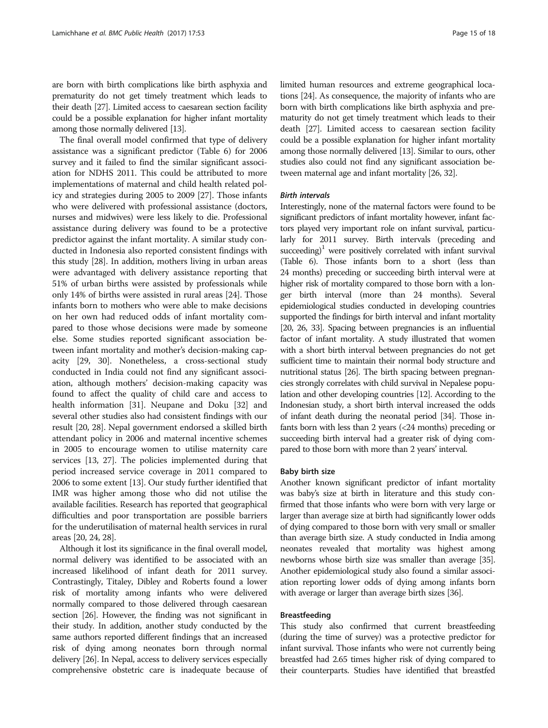are born with birth complications like birth asphyxia and prematurity do not get timely treatment which leads to their death [27]. Limited access to caesarean section facility could be a possible explanation for higher infant mortality among those normally delivered [13].

The final overall model confirmed that type of delivery assistance was a significant predictor (Table 6) for 2006 survey and it failed to find the similar significant association for NDHS 2011. This could be attributed to more implementations of maternal and child health related policy and strategies during 2005 to 2009 [27]. Those infants who were delivered with professional assistance (doctors, nurses and midwives) were less likely to die. Professional assistance during delivery was found to be a protective predictor against the infant mortality. A similar study conducted in Indonesia also reported consistent findings with this study [28]. In addition, mothers living in urban areas were advantaged with delivery assistance reporting that 51% of urban births were assisted by professionals while only 14% of births were assisted in rural areas [24]. Those infants born to mothers who were able to make decisions on her own had reduced odds of infant mortality compared to those whose decisions were made by someone else. Some studies reported significant association between infant mortality and mother's decision-making capacity [29, 30]. Nonetheless, a cross-sectional study conducted in India could not find any significant association, although mothers' decision-making capacity was found to affect the quality of child care and access to health information [31]. Neupane and Doku [32] and several other studies also had consistent findings with our result [20, 28]. Nepal government endorsed a skilled birth attendant policy in 2006 and maternal incentive schemes in 2005 to encourage women to utilise maternity care services [13, 27]. The policies implemented during that period increased service coverage in 2011 compared to 2006 to some extent [13]. Our study further identified that IMR was higher among those who did not utilise the available facilities. Research has reported that geographical difficulties and poor transportation are possible barriers for the underutilisation of maternal health services in rural areas [20, 24, 28].

Although it lost its significance in the final overall model, normal delivery was identified to be associated with an increased likelihood of infant death for 2011 survey. Contrastingly, Titaley, Dibley and Roberts found a lower risk of mortality among infants who were delivered normally compared to those delivered through caesarean section [26]. However, the finding was not significant in their study. In addition, another study conducted by the same authors reported different findings that an increased risk of dying among neonates born through normal delivery [26]. In Nepal, access to delivery services especially comprehensive obstetric care is inadequate because of limited human resources and extreme geographical locations [24]. As consequence, the majority of infants who are born with birth complications like birth asphyxia and prematurity do not get timely treatment which leads to their death [27]. Limited access to caesarean section facility could be a possible explanation for higher infant mortality among those normally delivered [13]. Similar to ours, other studies also could not find any significant association between maternal age and infant mortality [26, 32].

#### *Birth intervals*

Interestingly, none of the maternal factors were found to be significant predictors of infant mortality however, infant factors played very important role on infant survival, particularly for 2011 survey. Birth intervals (preceding and succeeding)[1] were positively correlated with infant survival (Table 6). Those infants born to a short (less than 24 months) preceding or succeeding birth interval were at higher risk of mortality compared to those born with a longer birth interval (more than 24 months). Several epidemiological studies conducted in developing countries supported the findings for birth interval and infant mortality [20, 26, 33]. Spacing between pregnancies is an influential factor of infant mortality. A study illustrated that women with a short birth interval between pregnancies do not get sufficient time to maintain their normal body structure and nutritional status [26]. The birth spacing between pregnancies strongly correlates with child survival in Nepalese population and other developing countries [12]. According to the Indonesian study, a short birth interval increased the odds of infant death during the neonatal period [34]. Those infants born with less than 2 years (<24 months) preceding or succeeding birth interval had a greater risk of dying compared to those born with more than 2 years' interval.

### Baby birth size

Another known significant predictor of infant mortality was baby's size at birth in literature and this study confirmed that those infants who were born with very large or larger than average size at birth had significantly lower odds of dying compared to those born with very small or smaller than average birth size. A study conducted in India among neonates revealed that mortality was highest among newborns whose birth size was smaller than average [35]. Another epidemiological study also found a similar association reporting lower odds of dying among infants born with average or larger than average birth sizes [36].

### Breastfeeding

This study also confirmed that current breastfeeding (during the time of survey) was a protective predictor for infant survival. Those infants who were not currently being breastfed had 2.65 times higher risk of dying compared to their counterparts. Studies have identified that breastfed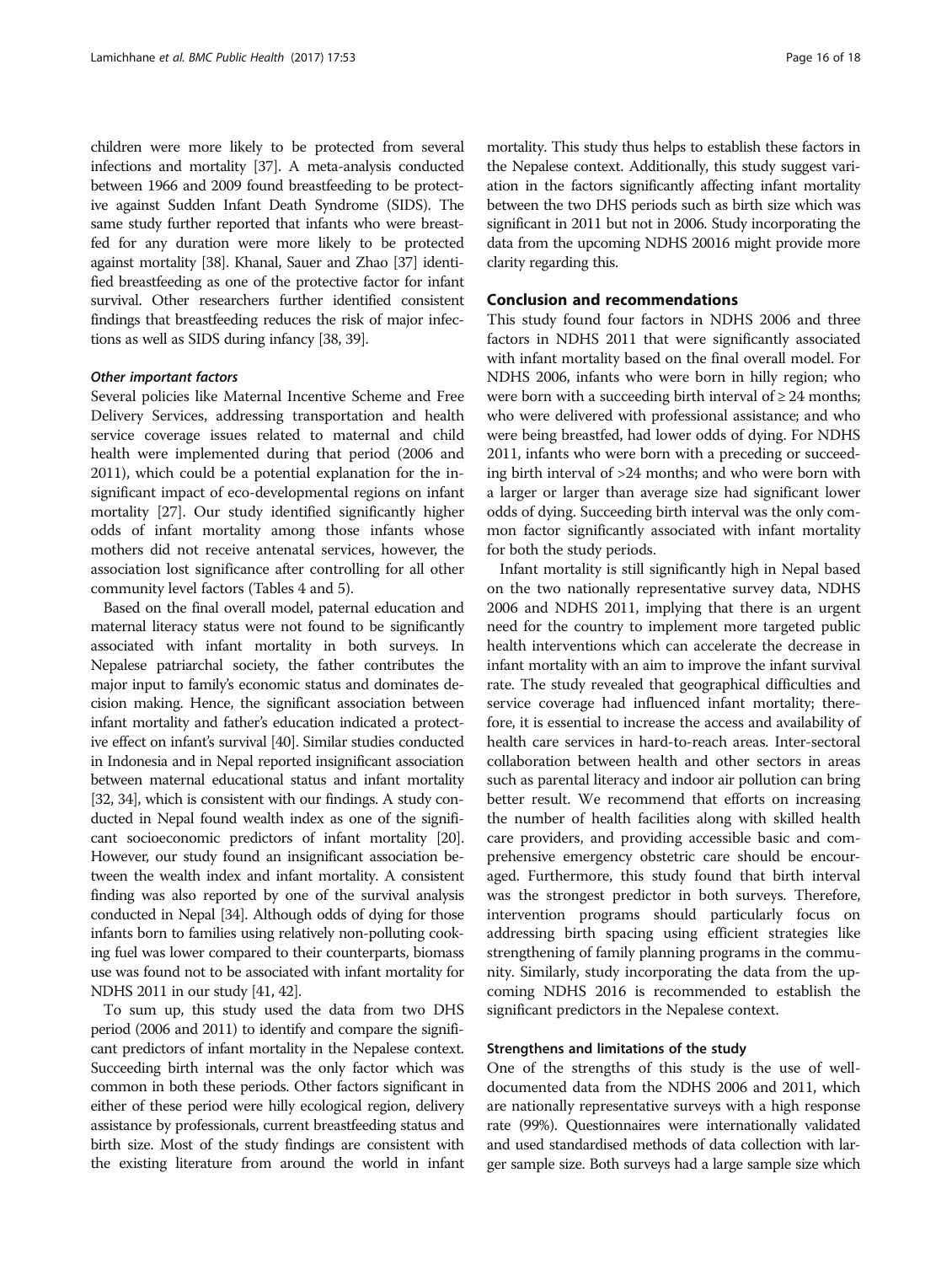children were more likely to be protected from several infections and mortality [37]. A meta-analysis conducted between 1966 and 2009 found breastfeeding to be protective against Sudden Infant Death Syndrome (SIDS). The same study further reported that infants who were breastfed for any duration were more likely to be protected against mortality [38]. Khanal, Sauer and Zhao [37] identified breastfeeding as one of the protective factor for infant survival. Other researchers further identified consistent findings that breastfeeding reduces the risk of major infections as well as SIDS during infancy [38, 39].

#### *Other important factors*

Several policies like Maternal Incentive Scheme and Free Delivery Services, addressing transportation and health service coverage issues related to maternal and child health were implemented during that period (2006 and 2011), which could be a potential explanation for the insignificant impact of eco-developmental regions on infant mortality [27]. Our study identified significantly higher odds of infant mortality among those infants whose mothers did not receive antenatal services, however, the association lost significance after controlling for all other community level factors (Tables 4 and 5).

Based on the final overall model, paternal education and maternal literacy status were not found to be significantly associated with infant mortality in both surveys. In Nepalese patriarchal society, the father contributes the major input to family's economic status and dominates decision making. Hence, the significant association between infant mortality and father's education indicated a protective effect on infant's survival [40]. Similar studies conducted in Indonesia and in Nepal reported insignificant association between maternal educational status and infant mortality [32, 34], which is consistent with our findings. A study conducted in Nepal found wealth index as one of the significant socioeconomic predictors of infant mortality [20]. However, our study found an insignificant association between the wealth index and infant mortality. A consistent finding was also reported by one of the survival analysis conducted in Nepal [34]. Although odds of dying for those infants born to families using relatively non-polluting cooking fuel was lower compared to their counterparts, biomass use was found not to be associated with infant mortality for NDHS 2011 in our study [41, 42].

To sum up, this study used the data from two DHS period (2006 and 2011) to identify and compare the significant predictors of infant mortality in the Nepalese context. Succeeding birth internal was the only factor which was common in both these periods. Other factors significant in either of these period were hilly ecological region, delivery assistance by professionals, current breastfeeding status and birth size. Most of the study findings are consistent with the existing literature from around the world in infant mortality. This study thus helps to establish these factors in the Nepalese context. Additionally, this study suggest variation in the factors significantly affecting infant mortality between the two DHS periods such as birth size which was significant in 2011 but not in 2006. Study incorporating the data from the upcoming NDHS 20016 might provide more clarity regarding this.

## Conclusion and recommendations

This study found four factors in NDHS 2006 and three factors in NDHS 2011 that were significantly associated with infant mortality based on the final overall model. For NDHS 2006, infants who were born in hilly region; who were born with a succeeding birth interval of ≥ 24 months; who were delivered with professional assistance; and who were being breastfed, had lower odds of dying. For NDHS 2011, infants who were born with a preceding or succeeding birth interval of >24 months; and who were born with a larger or larger than average size had significant lower odds of dying. Succeeding birth interval was the only common factor significantly associated with infant mortality for both the study periods.

Infant mortality is still significantly high in Nepal based on the two nationally representative survey data, NDHS 2006 and NDHS 2011, implying that there is an urgent need for the country to implement more targeted public health interventions which can accelerate the decrease in infant mortality with an aim to improve the infant survival rate. The study revealed that geographical difficulties and service coverage had influenced infant mortality; therefore, it is essential to increase the access and availability of health care services in hard-to-reach areas. Inter-sectoral collaboration between health and other sectors in areas such as parental literacy and indoor air pollution can bring better result. We recommend that efforts on increasing the number of health facilities along with skilled health care providers, and providing accessible basic and comprehensive emergency obstetric care should be encouraged. Furthermore, this study found that birth interval was the strongest predictor in both surveys. Therefore, intervention programs should particularly focus on addressing birth spacing using efficient strategies like strengthening of family planning programs in the community. Similarly, study incorporating the data from the upcoming NDHS 2016 is recommended to establish the significant predictors in the Nepalese context.

### Strengthens and limitations of the study

One of the strengths of this study is the use of well-documented data from the NDHS 2006 and 2011, which are nationally representative surveys with a high response rate (99%). Questionnaires were internationally validated and used standardised methods of data collection with larger sample size. Both surveys had a large sample size which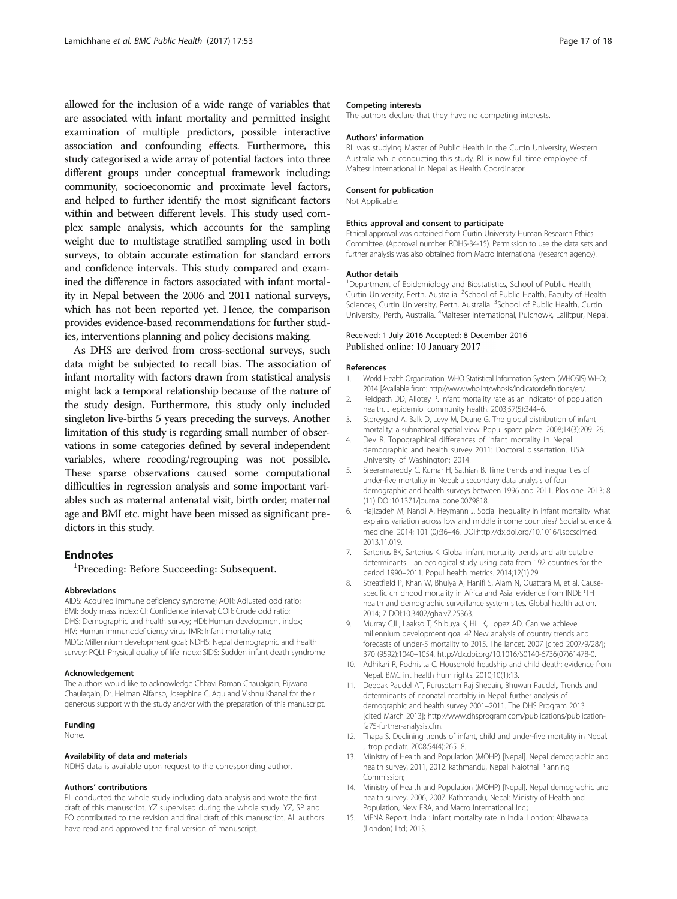allowed for the inclusion of a wide range of variables that are associated with infant mortality and permitted insight examination of multiple predictors, possible interactive association and confounding effects. Furthermore, this study categorised a wide array of potential factors into three different groups under conceptual framework including: community, socioeconomic and proximate level factors, and helped to further identify the most significant factors within and between different levels. This study used complex sample analysis, which accounts for the sampling weight due to multistage stratified sampling used in both surveys, to obtain accurate estimation for standard errors and confidence intervals. This study compared and examined the difference in factors associated with infant mortality in Nepal between the 2006 and 2011 national surveys, which has not been reported yet. Hence, the comparison provides evidence-based recommendations for further studies, interventions planning and policy decisions making.

As DHS are derived from cross-sectional surveys, such data might be subjected to recall bias. The association of infant mortality with factors drawn from statistical analysis might lack a temporal relationship because of the nature of the study design. Furthermore, this study only included singleton live-births 5 years preceding the surveys. Another limitation of this study is regarding small number of observations in some categories defined by several independent variables, where recoding/regrouping was not possible. These sparse observations caused some computational difficulties in regression analysis and some important variables such as maternal antenatal visit, birth order, maternal age and BMI etc. might have been missed as significant predictors in this study.

## Endnotes

[1]Preceding: Before Succeeding: Subsequent.

#### Abbreviations

AIDS: Acquired immune deficiency syndrome; AOR: Adjusted odd ratio; BMI: Body mass index; CI: Confidence interval; COR: Crude odd ratio; DHS: Demographic and health survey; HDI: Human development index; HIV: Human immunodeficiency virus; IMR: Infant mortality rate; MDG: Millennium development goal; NDHS: Nepal demographic and health survey; PQLI: Physical quality of life index; SIDS: Sudden infant death syndrome

#### Acknowledgement

The authors would like to acknowledge Chhavi Raman Chaualgain, Rijwana Chaulagain, Dr. Helman Alfanso, Josephine C. Agu and Vishnu Khanal for their generous support with the study and/or with the preparation of this manuscript.

#### Funding

None.

#### Availability of data and materials

NDHS data is available upon request to the corresponding author.

#### Authors' contributions

RL conducted the whole study including data analysis and wrote the first draft of this manuscript. YZ supervised during the whole study. YZ, SP and EO contributed to the revision and final draft of this manuscript. All authors have read and approved the final version of manuscript.

#### Competing interests

The authors declare that they have no competing interests.

#### Authors' information

RL was studying Master of Public Health in the Curtin University, Western Australia while conducting this study. RL is now full time employee of Maltesr International in Nepal as Health Coordinator.

#### Consent for publication

Not Applicable.

#### Ethics approval and consent to participate

Ethical approval was obtained from Curtin University Human Research Ethics Committee, (Approval number: RDHS-34-15). Permission to use the data sets and further analysis was also obtained from Macro International (research agency).

#### Author details

[1]Department of Epidemiology and Biostatistics, School of Public Health, Curtin University, Perth, Australia. [2]School of Public Health, Faculty of Health Sciences, Curtin University, Perth, Australia. [3]School of Public Health, Curtin University, Perth, Australia. [4]Malteser International, Pulchowk, Laliltpur, Nepal.

Received: 1 July 2016 Accepted: 8 December 2016
Published online: 10 January 2017

#### References

1. World Health Organization. WHO Statistical Information System (WHOSIS) WHO; 2014 [Available from: http://www.who.int/whosis/indicatordefinitions/en/.
2. Reidpath DD, Allotey P. Infant mortality rate as an indicator of population health. J epidemiol community health. 2003;57(5):344–6.
3. Storeygard A, Balk D, Levy M, Deane G. The global distribution of infant mortality: a subnational spatial view. Popul space place. 2008;14(3):209–29.
4. Dev R. Topographical differences of infant mortality in Nepal: demographic and health survey 2011: Doctoral dissertation. USA: University of Washington; 2014.
5. Sreeramareddy C, Kumar H, Sathian B. Time trends and inequalities of under-five mortality in Nepal: a secondary data analysis of four demographic and health surveys between 1996 and 2011. Plos one. 2013; 8 (11) DOI:10.1371/journal.pone.0079818.
6. Hajizadeh M, Nandi A, Heymann J. Social inequality in infant mortality: what explains variation across low and middle income countries? Social science & medicine. 2014; 101 (0):36–46. DOI:http://dx.doi.org/10.1016/j.socscimed.2013.11.019.
7. Sartorius BK, Sartorius K. Global infant mortality trends and attributable determinants—an ecological study using data from 192 countries for the period 1990–2011. Popul health metrics. 2014;12(1):29.
8. Streatfield P, Khan W, Bhuiya A, Hanifi S, Alam N, Ouattara M, et al. Cause-specific childhood mortality in Africa and Asia: evidence from INDEPTH health and demographic surveillance system sites. Global health action. 2014; 7 DOI:10.3402/gha.v7.25363.
9. Murray CJL, Laakso T, Shibuya K, Hill K, Lopez AD. Can we achieve millennium development goal 4? New analysis of country trends and forecasts of under-5 mortality to 2015. The lancet. 2007 [cited 2007/9/28/]; 370 (9592):1040–1054. http://dx.doi.org/10.1016/S0140-6736(07)61478-0.
10. Adhikari R, Podhisita C. Household headship and child death: evidence from Nepal. BMC int health hum rights. 2010;10(1):13.
11. Deepak Paudel AT, Purusotam Raj Shedain, Bhuwan Paudel,. Trends and determinants of neonatal mortaltiy in Nepal: further analysis of demographic and health survey 2001–2011. The DHS Program 2013 [cited March 2013]; http://www.dhsprogram.com/publications/publication-fa75-further-analysis.cfm.
12. Thapa S. Declining trends of infant, child and under-five mortality in Nepal. J trop pediatr. 2008;54(4):265–8.
13. Ministry of Health and Population (MOHP) [Nepal]. Nepal demographic and health survey, 2011, 2012. kathmandu, Nepal: Naiotnal Planning Commission;
14. Ministry of Health and Population (MOHP) [Nepal]. Nepal demographic and health survey, 2006, 2007. Kathmandu, Nepal: Ministry of Health and Population, New ERA, and Macro International Inc.;
15. MENA Report. India : infant mortality rate in India. London: Albawaba (London) Ltd; 2013.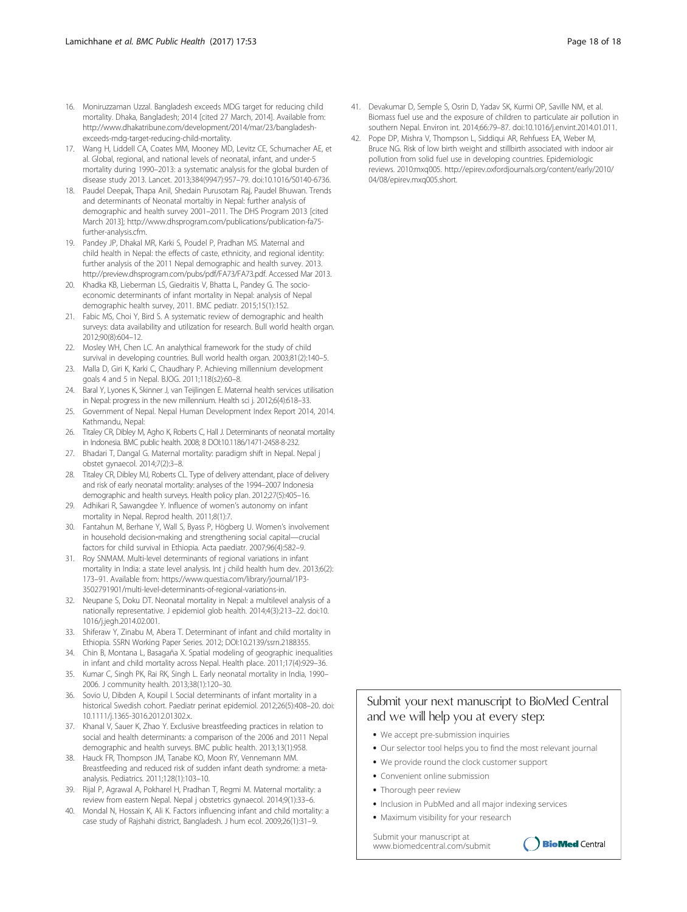16. Moniruzzaman Uzzal. Bangladesh exceeds MDG target for reducing child mortality. Dhaka, Bangladesh; 2014 [cited 27 March, 2014]. Available from: http://www.dhakatribune.com/development/2014/mar/23/bangladesh-exceeds-mdg-target-reducing-child-mortality.
17. Wang H, Liddell CA, Coates MM, Mooney MD, Levitz CE, Schumacher AE, et al. Global, regional, and national levels of neonatal, infant, and under-5 mortality during 1990–2013: a systematic analysis for the global burden of disease study 2013. Lancet. 2013;384(9947):957–79. doi:10.1016/S0140-6736.
18. Paudel Deepak, Thapa Anil, Shedain Purusotam Raj, Paudel Bhuwan. Trends and determinants of Neonatal mortaltiy in Nepal: further analysis of demographic and health survey 2001–2011. The DHS Program 2013 [cited March 2013]; http://www.dhsprogram.com/publications/publication-fa75-further-analysis.cfm.
19. Pandey JP, Dhakal MR, Karki S, Poudel P, Pradhan MS. Maternal and child health in Nepal: the effects of caste, ethnicity, and regional identity: further analysis of the 2011 Nepal demographic and health survey. 2013. http://preview.dhsprogram.com/pubs/pdf/FA73/FA73.pdf. Accessed Mar 2013.
20. Khadka KB, Lieberman LS, Giedraitis V, Bhatta L, Pandey G. The socio-economic determinants of infant mortality in Nepal: analysis of Nepal demographic health survey, 2011. BMC pediatr. 2015;15(1):152.
21. Fabic MS, Choi Y, Bird S. A systematic review of demographic and health surveys: data availability and utilization for research. Bull world health organ. 2012;90(8):604–12.
22. Mosley WH, Chen LC. An analythical framework for the study of child survival in developing countries. Bull world health organ. 2003;81(2):140–5.
23. Malla D, Giri K, Karki C, Chaudhary P. Achieving millennium development goals 4 and 5 in Nepal. BJOG. 2011;118(s2):60–8.
24. Baral Y, Lyones K, Skinner J, van Teijlingen E. Maternal health services utilisation in Nepal: progress in the new millennium. Health sci j. 2012;6(4):618–33.
25. Government of Nepal. Nepal Human Development Index Report 2014, 2014. Kathmandu, Nepal:
26. Titaley CR, Dibley M, Agho K, Roberts C, Hall J. Determinants of neonatal mortality in Indonesia. BMC public health. 2008; 8 DOI:10.1186/1471-2458-8-232.
27. Bhadari T, Dangal G. Maternal mortality: paradigm shift in Nepal. Nepal j obstet gynaecol. 2014;7(2):3–8.
28. Titaley CR, Dibley MJ, Roberts CL. Type of delivery attendant, place of delivery and risk of early neonatal mortality: analyses of the 1994–2007 Indonesia demographic and health surveys. Health policy plan. 2012;27(5):405–16.
29. Adhikari R, Sawangdee Y. Influence of women's autonomy on infant mortality in Nepal. Reprod health. 2011;8(1):7.
30. Fantahun M, Berhane Y, Wall S, Byass P, Högberg U. Women's involvement in household decision-making and strengthening social capital—crucial factors for child survival in Ethiopia. Acta paediatr. 2007;96(4):582–9.
31. Roy SNMAM. Multi-level determinants of regional variations in infant mortality in India: a state level analysis. Int j child health hum dev. 2013;6(2): 173–91. Available from: https://www.questia.com/library/journal/1P3-3502791901/multi-level-determinants-of-regional-variations-in.
32. Neupane S, Doku DT. Neonatal mortality in Nepal: a multilevel analysis of a nationally representative. J epidemiol glob health. 2014;4(3):213–22. doi:10.1016/j.jegh.2014.02.001.
33. Shiferaw Y, Zinabu M, Abera T. Determinant of infant and child mortality in Ethiopia. SSRN Working Paper Series. 2012; DOI:10.2139/ssrn.2188355.
34. Chin B, Montana L, Basagaña X. Spatial modeling of geographic inequalities in infant and child mortality across Nepal. Health place. 2011;17(4):929–36.
35. Kumar C, Singh PK, Rai RK, Singh L. Early neonatal mortality in India, 1990–2006. J community health. 2013;38(1):120–30.
36. Sovio U, Dibden A, Koupil I. Social determinants of infant mortality in a historical Swedish cohort. Paediatr perinat epidemiol. 2012;26(5):408–20. doi: 10.1111/j.1365-3016.2012.01302.x.
37. Khanal V, Sauer K, Zhao Y. Exclusive breastfeeding practices in relation to social and health determinants: a comparison of the 2006 and 2011 Nepal demographic and health surveys. BMC public health. 2013;13(1):958.
38. Hauck FR, Thompson JM, Tanabe KO, Moon RY, Vennemann MM. Breastfeeding and reduced risk of sudden infant death syndrome: a meta-analysis. Pediatrics. 2011;128(1):103–10.
39. Rijal P, Agrawal A, Pokharel H, Pradhan T, Regmi M. Maternal mortality: a review from eastern Nepal. Nepal j obstetrics gynaecol. 2014;9(1):33–6.
40. Mondal N, Hossain K, Ali K. Factors influencing infant and child mortality: a case study of Rajshahi district, Bangladesh. J hum ecol. 2009;26(1):31–9.
41. Devakumar D, Semple S, Osrin D, Yadav SK, Kurmi OP, Saville NM, et al. Biomass fuel use and the exposure of children to particulate air pollution in southern Nepal. Environ int. 2014;66:79–87. doi:10.1016/j.envint.2014.01.011.
42. Pope DP, Mishra V, Thompson L, Siddiqui AR, Rehfuess EA, Weber M, Bruce NG. Risk of low birth weight and stillbirth associated with indoor air pollution from solid fuel use in developing countries. Epidemiologic reviews. 2010:mxq005. http://epirev.oxfordjournals.org/content/early/2010/04/08/epirev.mxq005.short.

Submit your next manuscript to BioMed Central and we will help you at every step:

- We accept pre-submission inquiries
- Our selector tool helps you to find the most relevant journal
- We provide round the clock customer support
- Convenient online submission
- Thorough peer review
- Inclusion in PubMed and all major indexing services
- Maximum visibility for your research

Submit your manuscript at www.biomedcentral.com/submit

BioMed Central